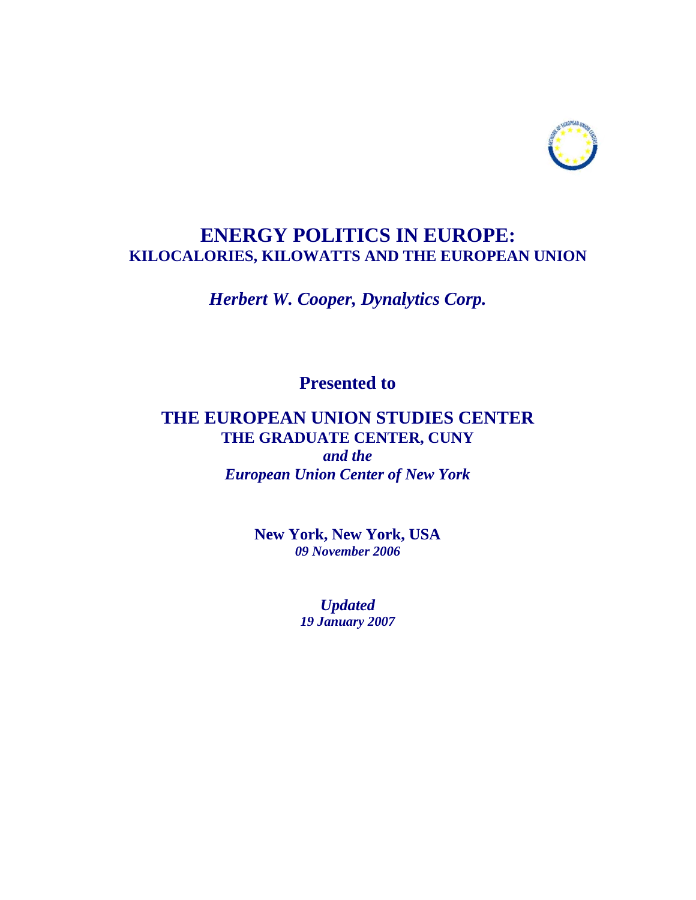# ENERGY POLITICS IN EUROPE:

## KILOCALORIES, KILOWATTS AND THE EUROPEAN UNION

*Herbert W. Cooper, Dynalytics Corp.*

**Presented to**

**THE EUROPEAN UNION STUDIES CENTER**

**THE GRADUATE CENTER, CUNY**

***and the***

***European Union Center of New York***

**New York, New York, USA**

***09 November 2006***

***Updated***

***19 January 2007***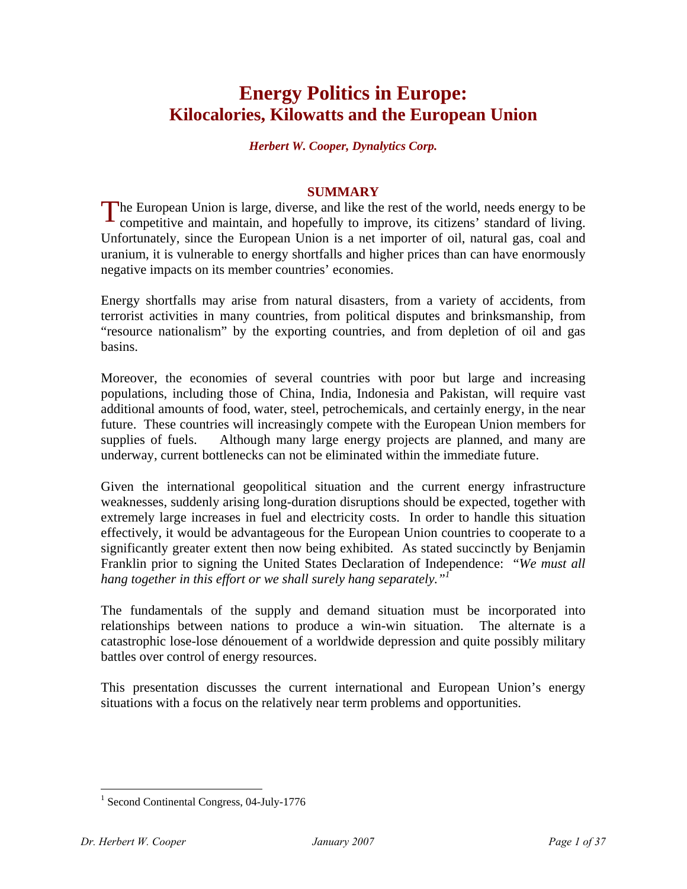# Energy Politics in Europe: Kilocalories, Kilowatts and the European Union

***Herbert W. Cooper, Dynalytics Corp.***

## SUMMARY

The European Union is large, diverse, and like the rest of the world, needs energy to be competitive and maintain, and hopefully to improve, its citizens' standard of living. Unfortunately, since the European Union is a net importer of oil, natural gas, coal and uranium, it is vulnerable to energy shortfalls and higher prices than can have enormously negative impacts on its member countries' economies.

Energy shortfalls may arise from natural disasters, from a variety of accidents, from terrorist activities in many countries, from political disputes and brinksmanship, from "resource nationalism" by the exporting countries, and from depletion of oil and gas basins.

Moreover, the economies of several countries with poor but large and increasing populations, including those of China, India, Indonesia and Pakistan, will require vast additional amounts of food, water, steel, petrochemicals, and certainly energy, in the near future. These countries will increasingly compete with the European Union members for supplies of fuels. Although many large energy projects are planned, and many are underway, current bottlenecks can not be eliminated within the immediate future.

Given the international geopolitical situation and the current energy infrastructure weaknesses, suddenly arising long-duration disruptions should be expected, together with extremely large increases in fuel and electricity costs. In order to handle this situation effectively, it would be advantageous for the European Union countries to cooperate to a significantly greater extent then now being exhibited. As stated succinctly by Benjamin Franklin prior to signing the United States Declaration of Independence: *"We must all hang together in this effort or we shall surely hang separately."*[1]

The fundamentals of the supply and demand situation must be incorporated into relationships between nations to produce a win-win situation. The alternate is a catastrophic lose-lose dénouement of a worldwide depression and quite possibly military battles over control of energy resources.

This presentation discusses the current international and European Union's energy situations with a focus on the relatively near term problems and opportunities.

---

[1] Second Continental Congress, 04-July-1776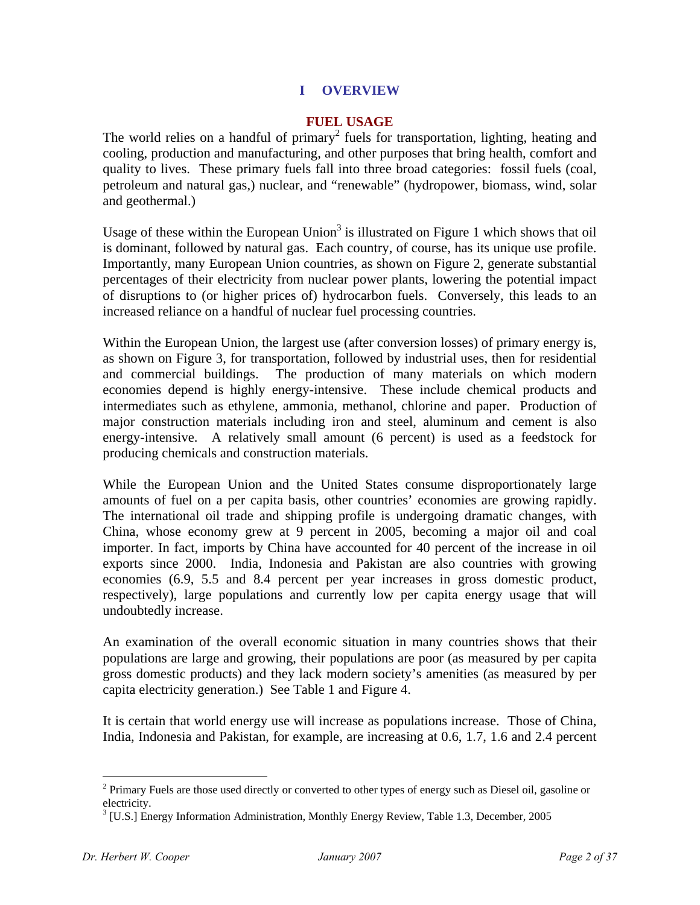# I OVERVIEW

## FUEL USAGE

The world relies on a handful of primary[2] fuels for transportation, lighting, heating and cooling, production and manufacturing, and other purposes that bring health, comfort and quality to lives. These primary fuels fall into three broad categories: fossil fuels (coal, petroleum and natural gas,) nuclear, and "renewable" (hydropower, biomass, wind, solar and geothermal.)

Usage of these within the European Union[3] is illustrated on Figure 1 which shows that oil is dominant, followed by natural gas. Each country, of course, has its unique use profile. Importantly, many European Union countries, as shown on Figure 2, generate substantial percentages of their electricity from nuclear power plants, lowering the potential impact of disruptions to (or higher prices of) hydrocarbon fuels. Conversely, this leads to an increased reliance on a handful of nuclear fuel processing countries.

Within the European Union, the largest use (after conversion losses) of primary energy is, as shown on Figure 3, for transportation, followed by industrial uses, then for residential and commercial buildings. The production of many materials on which modern economies depend is highly energy-intensive. These include chemical products and intermediates such as ethylene, ammonia, methanol, chlorine and paper. Production of major construction materials including iron and steel, aluminum and cement is also energy-intensive. A relatively small amount (6 percent) is used as a feedstock for producing chemicals and construction materials.

While the European Union and the United States consume disproportionately large amounts of fuel on a per capita basis, other countries' economies are growing rapidly. The international oil trade and shipping profile is undergoing dramatic changes, with China, whose economy grew at 9 percent in 2005, becoming a major oil and coal importer. In fact, imports by China have accounted for 40 percent of the increase in oil exports since 2000. India, Indonesia and Pakistan are also countries with growing economies (6.9, 5.5 and 8.4 percent per year increases in gross domestic product, respectively), large populations and currently low per capita energy usage that will undoubtedly increase.

An examination of the overall economic situation in many countries shows that their populations are large and growing, their populations are poor (as measured by per capita gross domestic products) and they lack modern society's amenities (as measured by per capita electricity generation.) See Table 1 and Figure 4.

It is certain that world energy use will increase as populations increase. Those of China, India, Indonesia and Pakistan, for example, are increasing at 0.6, 1.7, 1.6 and 2.4 percent

---

[2] Primary Fuels are those used directly or converted to other types of energy such as Diesel oil, gasoline or electricity.

[3] [U.S.] Energy Information Administration, Monthly Energy Review, Table 1.3, December, 2005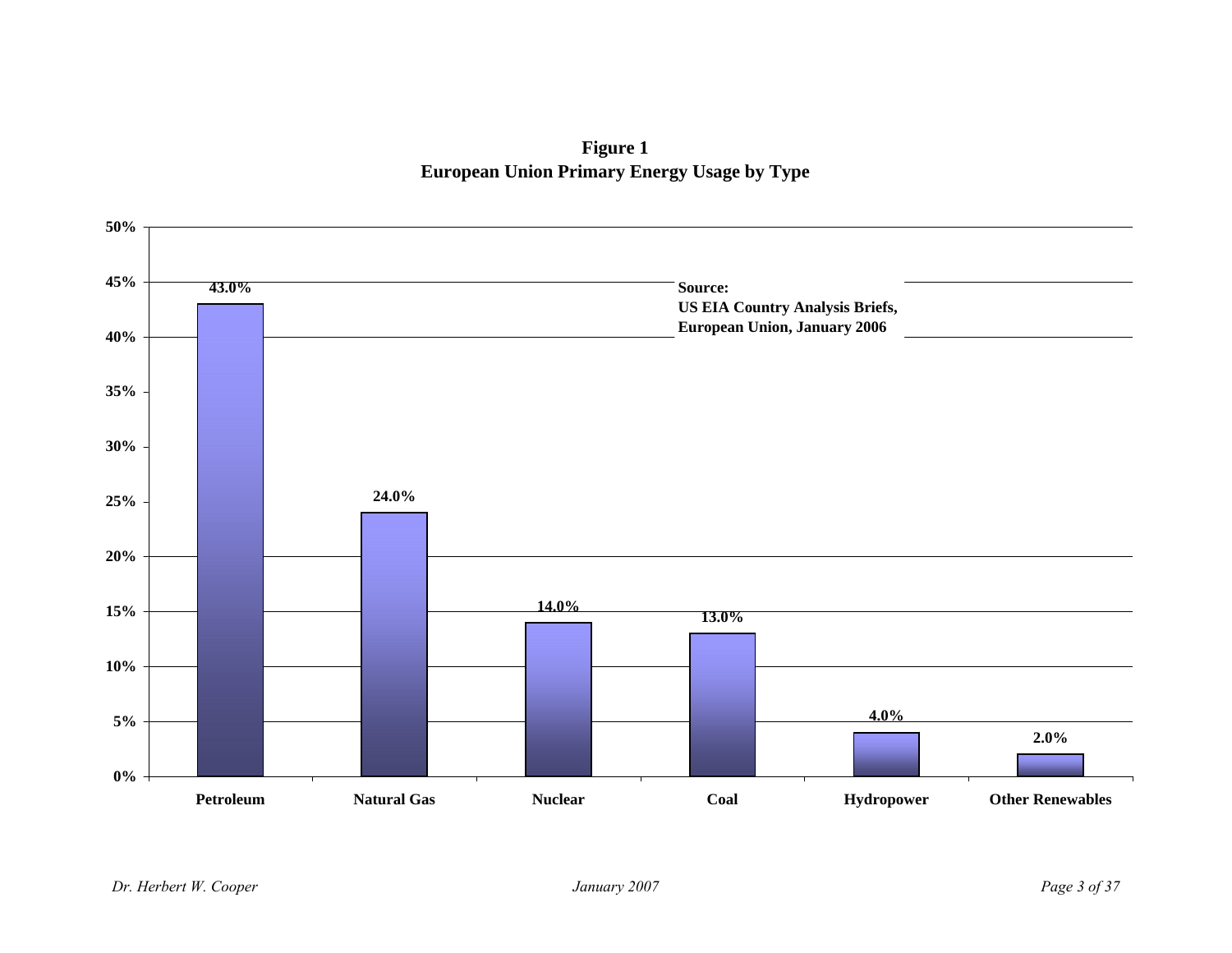**Figure 1**
**European Union Primary Energy Usage by Type**

| Type | Share |
|---|---|
| Petroleum | 43.0% |
| Natural Gas | 24.0% |
| Nuclear | 14.0% |
| Coal | 13.0% |
| Hydropower | 4.0% |
| Other Renewables | 2.0% |

**Source:**
**US EIA Country Analysis Briefs,**
**European Union, January 2006**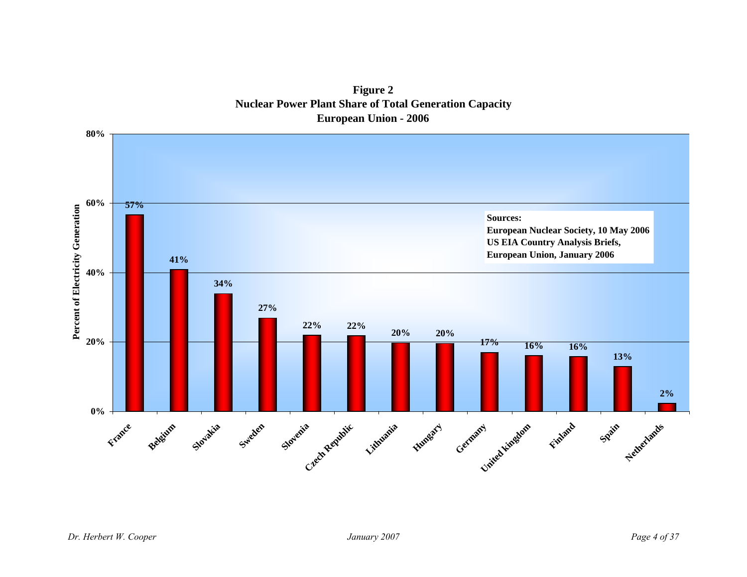**Figure 2**
**Nuclear Power Plant Share of Total Generation Capacity**
**European Union - 2006**

| Country | Percent of Electricity Generation |
|---|---|
| France | 57% |
| Belgium | 41% |
| Slovakia | 34% |
| Sweden | 27% |
| Slovenia | 22% |
| Czech Republic | 22% |
| Lithuania | 20% |
| Hungary | 20% |
| Germany | 17% |
| United kingdom | 16% |
| Finland | 16% |
| Spain | 13% |
| Netherlands | 2% |

**Sources:**
**European Nuclear Society, 10 May 2006**
**US EIA Country Analysis Briefs, European Union, January 2006**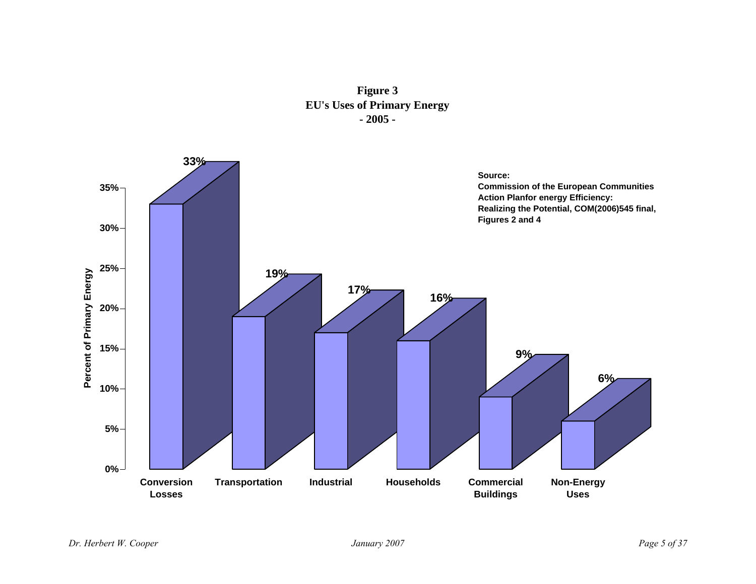**Figure 3**
**EU's Uses of Primary Energy**
**- 2005 -**

| Use | Percent of Primary Energy |
|---|---|
| Conversion Losses | 33% |
| Transportation | 19% |
| Industrial | 17% |
| Households | 16% |
| Commercial Buildings | 9% |
| Non-Energy Uses | 6% |

**Source:**
**Commission of the European Communities**
**Action Planfor energy Efficiency:**
**Realizing the Potential, COM(2006)545 final,**
**Figures 2 and 4**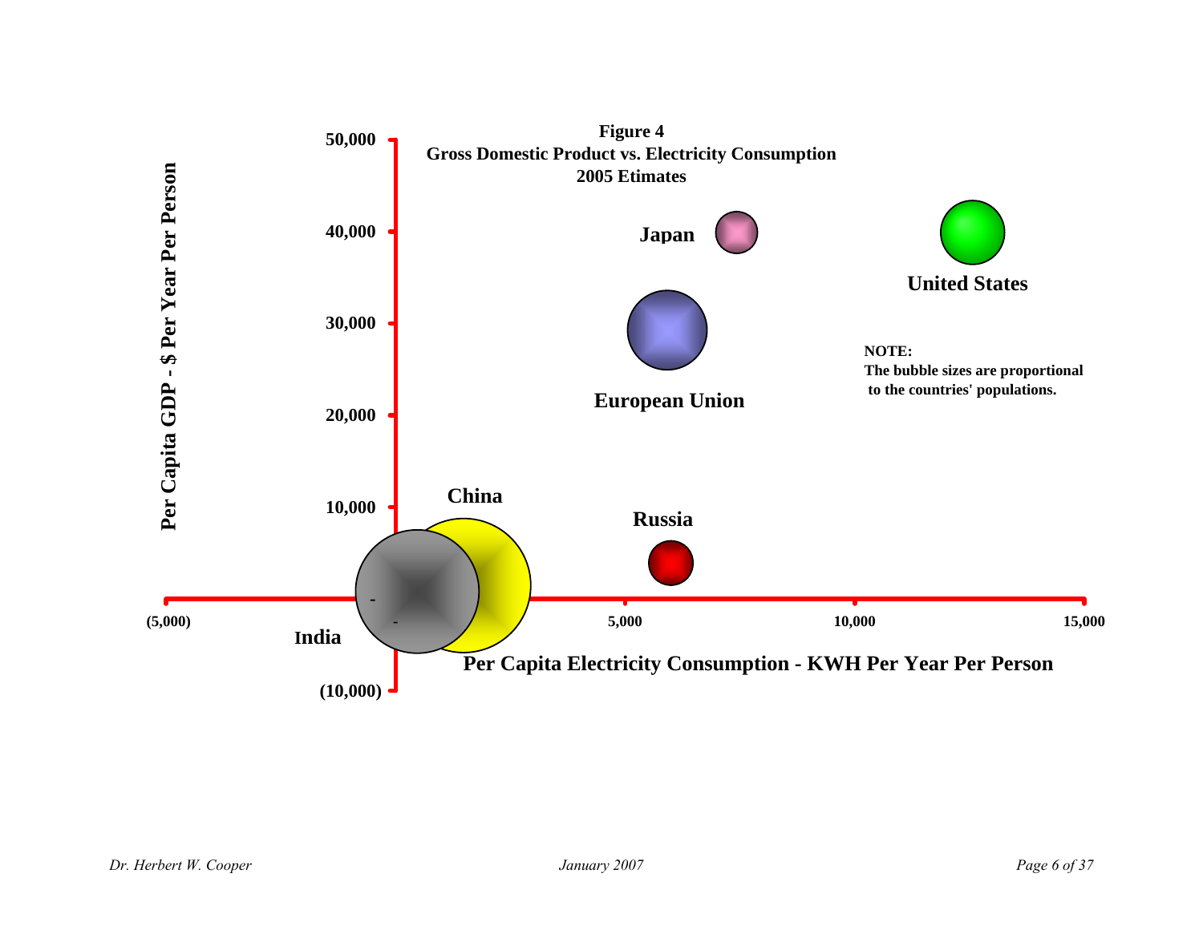**Figure 4**
**Gross Domestic Product vs. Electricity Consumption**
**2005 Etimates**

Per Capita GDP - $ Per Year Per Person

50,000
40,000
30,000
20,000
10,000
(10,000)

(5,000) 5,000 10,000 15,000

Per Capita Electricity Consumption - KWH Per Year Per Person

Japan
United States
European Union
China
Russia
India

**NOTE:**
**The bubble sizes are proportional to the countries' populations.**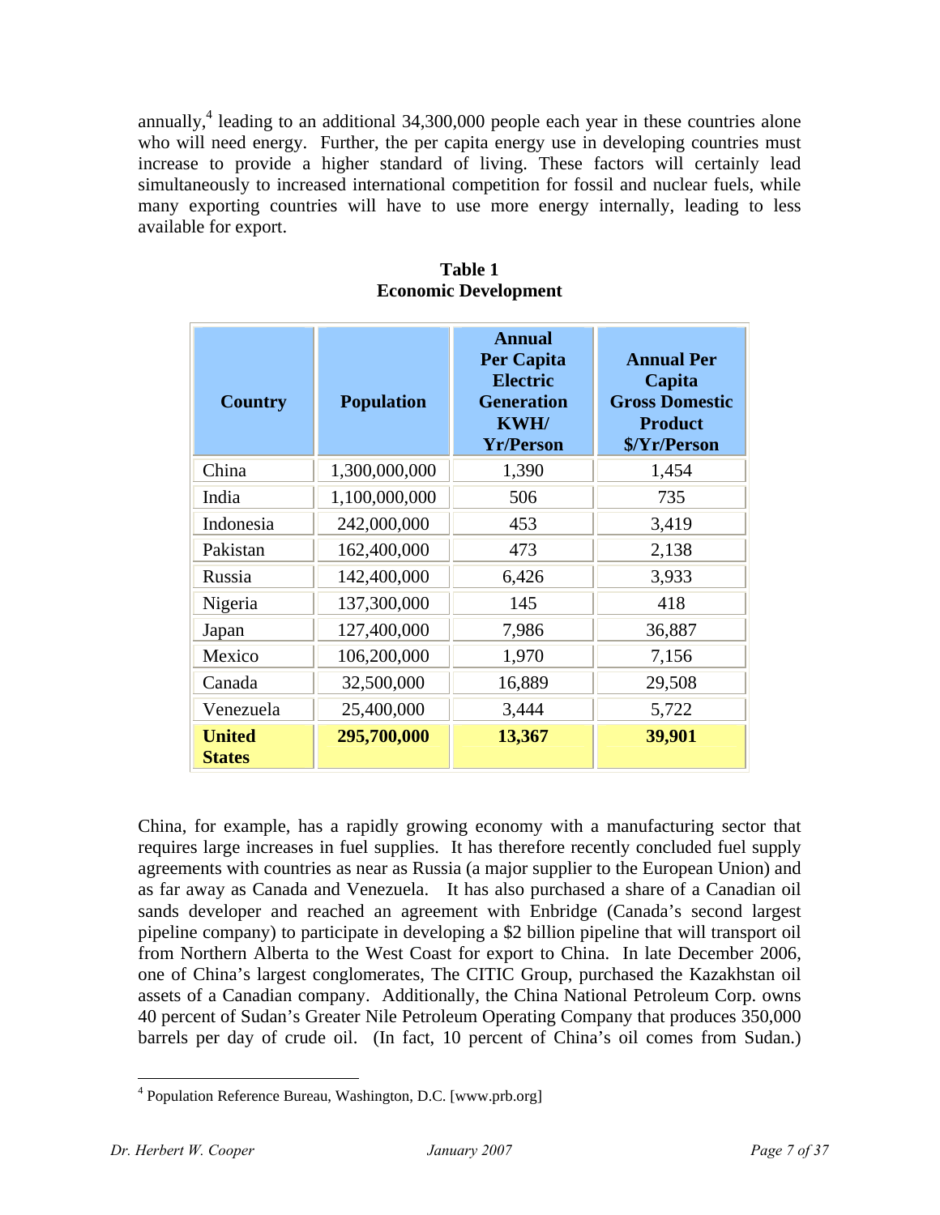annually,[4] leading to an additional 34,300,000 people each year in these countries alone who will need energy. Further, the per capita energy use in developing countries must increase to provide a higher standard of living. These factors will certainly lead simultaneously to increased international competition for fossil and nuclear fuels, while many exporting countries will have to use more energy internally, leading to less available for export.

**Table 1**
**Economic Development**

| Country | Population | Annual Per Capita Electric Generation KWH/ Yr/Person | Annual Per Capita Gross Domestic Product $/Yr/Person |
|---|---|---|---|
| China | 1,300,000,000 | 1,390 | 1,454 |
| India | 1,100,000,000 | 506 | 735 |
| Indonesia | 242,000,000 | 453 | 3,419 |
| Pakistan | 162,400,000 | 473 | 2,138 |
| Russia | 142,400,000 | 6,426 | 3,933 |
| Nigeria | 137,300,000 | 145 | 418 |
| Japan | 127,400,000 | 7,986 | 36,887 |
| Mexico | 106,200,000 | 1,970 | 7,156 |
| Canada | 32,500,000 | 16,889 | 29,508 |
| Venezuela | 25,400,000 | 3,444 | 5,722 |
| **United States** | **295,700,000** | **13,367** | **39,901** |

China, for example, has a rapidly growing economy with a manufacturing sector that requires large increases in fuel supplies. It has therefore recently concluded fuel supply agreements with countries as near as Russia (a major supplier to the European Union) and as far away as Canada and Venezuela. It has also purchased a share of a Canadian oil sands developer and reached an agreement with Enbridge (Canada's second largest pipeline company) to participate in developing a $2 billion pipeline that will transport oil from Northern Alberta to the West Coast for export to China. In late December 2006, one of China's largest conglomerates, The CITIC Group, purchased the Kazakhstan oil assets of a Canadian company. Additionally, the China National Petroleum Corp. owns 40 percent of Sudan's Greater Nile Petroleum Operating Company that produces 350,000 barrels per day of crude oil. (In fact, 10 percent of China's oil comes from Sudan.)

[4] Population Reference Bureau, Washington, D.C. [www.prb.org]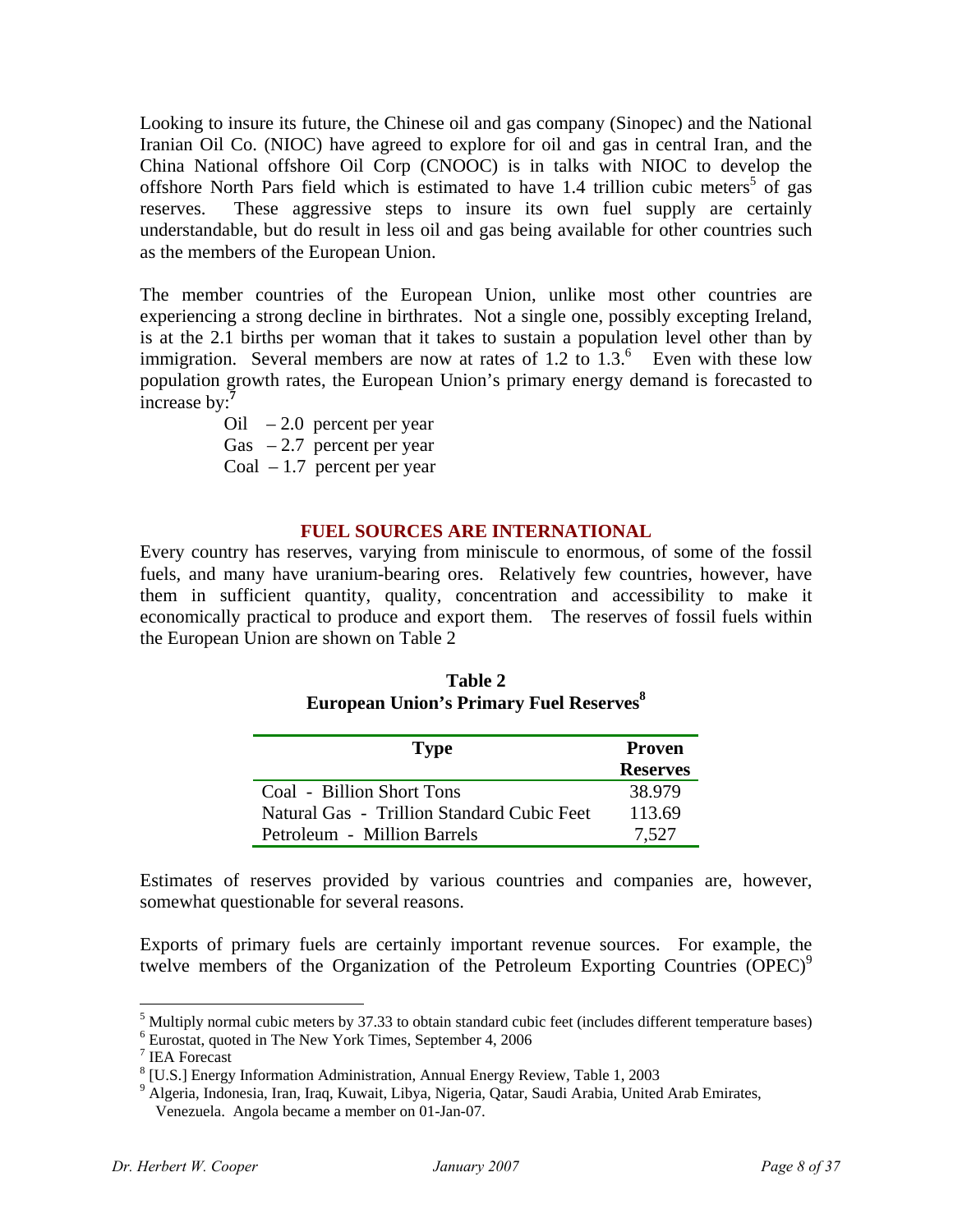Looking to insure its future, the Chinese oil and gas company (Sinopec) and the National Iranian Oil Co. (NIOC) have agreed to explore for oil and gas in central Iran, and the China National offshore Oil Corp (CNOOC) is in talks with NIOC to develop the offshore North Pars field which is estimated to have 1.4 trillion cubic meters[5] of gas reserves. These aggressive steps to insure its own fuel supply are certainly understandable, but do result in less oil and gas being available for other countries such as the members of the European Union.

The member countries of the European Union, unlike most other countries are experiencing a strong decline in birthrates. Not a single one, possibly excepting Ireland, is at the 2.1 births per woman that it takes to sustain a population level other than by immigration. Several members are now at rates of 1.2 to 1.3.[6] Even with these low population growth rates, the European Union's primary energy demand is forecasted to increase by:[7]

- Oil – 2.0 percent per year
- Gas – 2.7 percent per year
- Coal – 1.7 percent per year

## FUEL SOURCES ARE INTERNATIONAL

Every country has reserves, varying from miniscule to enormous, of some of the fossil fuels, and many have uranium-bearing ores. Relatively few countries, however, have them in sufficient quantity, quality, concentration and accessibility to make it economically practical to produce and export them. The reserves of fossil fuels within the European Union are shown on Table 2

**Table 2**
**European Union's Primary Fuel Reserves[8]**

| Type | Proven Reserves |
|---|---|
| Coal - Billion Short Tons | 38.979 |
| Natural Gas - Trillion Standard Cubic Feet | 113.69 |
| Petroleum - Million Barrels | 7,527 |

Estimates of reserves provided by various countries and companies are, however, somewhat questionable for several reasons.

Exports of primary fuels are certainly important revenue sources. For example, the twelve members of the Organization of the Petroleum Exporting Countries (OPEC)[9]

---

[5] Multiply normal cubic meters by 37.33 to obtain standard cubic feet (includes different temperature bases)
[6] Eurostat, quoted in The New York Times, September 4, 2006
[7] IEA Forecast
[8] [U.S.] Energy Information Administration, Annual Energy Review, Table 1, 2003
[9] Algeria, Indonesia, Iran, Iraq, Kuwait, Libya, Nigeria, Qatar, Saudi Arabia, United Arab Emirates, Venezuela. Angola became a member on 01-Jan-07.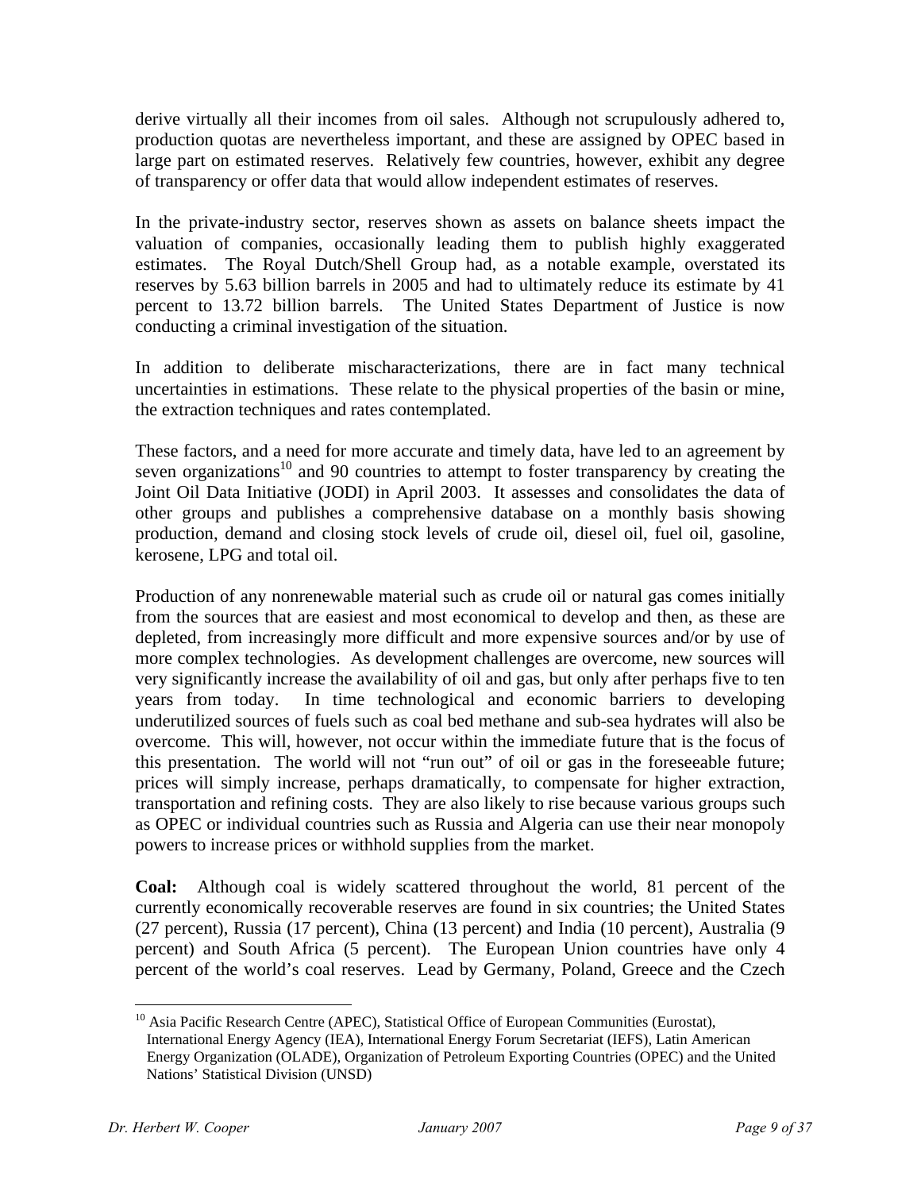derive virtually all their incomes from oil sales. Although not scrupulously adhered to, production quotas are nevertheless important, and these are assigned by OPEC based in large part on estimated reserves. Relatively few countries, however, exhibit any degree of transparency or offer data that would allow independent estimates of reserves.

In the private-industry sector, reserves shown as assets on balance sheets impact the valuation of companies, occasionally leading them to publish highly exaggerated estimates. The Royal Dutch/Shell Group had, as a notable example, overstated its reserves by 5.63 billion barrels in 2005 and had to ultimately reduce its estimate by 41 percent to 13.72 billion barrels. The United States Department of Justice is now conducting a criminal investigation of the situation.

In addition to deliberate mischaracterizations, there are in fact many technical uncertainties in estimations. These relate to the physical properties of the basin or mine, the extraction techniques and rates contemplated.

These factors, and a need for more accurate and timely data, have led to an agreement by seven organizations[10] and 90 countries to attempt to foster transparency by creating the Joint Oil Data Initiative (JODI) in April 2003. It assesses and consolidates the data of other groups and publishes a comprehensive database on a monthly basis showing production, demand and closing stock levels of crude oil, diesel oil, fuel oil, gasoline, kerosene, LPG and total oil.

Production of any nonrenewable material such as crude oil or natural gas comes initially from the sources that are easiest and most economical to develop and then, as these are depleted, from increasingly more difficult and more expensive sources and/or by use of more complex technologies. As development challenges are overcome, new sources will very significantly increase the availability of oil and gas, but only after perhaps five to ten years from today. In time technological and economic barriers to developing underutilized sources of fuels such as coal bed methane and sub-sea hydrates will also be overcome. This will, however, not occur within the immediate future that is the focus of this presentation. The world will not "run out" of oil or gas in the foreseeable future; prices will simply increase, perhaps dramatically, to compensate for higher extraction, transportation and refining costs. They are also likely to rise because various groups such as OPEC or individual countries such as Russia and Algeria can use their near monopoly powers to increase prices or withhold supplies from the market.

**Coal:** Although coal is widely scattered throughout the world, 81 percent of the currently economically recoverable reserves are found in six countries; the United States (27 percent), Russia (17 percent), China (13 percent) and India (10 percent), Australia (9 percent) and South Africa (5 percent). The European Union countries have only 4 percent of the world's coal reserves. Lead by Germany, Poland, Greece and the Czech

---

[10] Asia Pacific Research Centre (APEC), Statistical Office of European Communities (Eurostat), International Energy Agency (IEA), International Energy Forum Secretariat (IEFS), Latin American Energy Organization (OLADE), Organization of Petroleum Exporting Countries (OPEC) and the United Nations' Statistical Division (UNSD)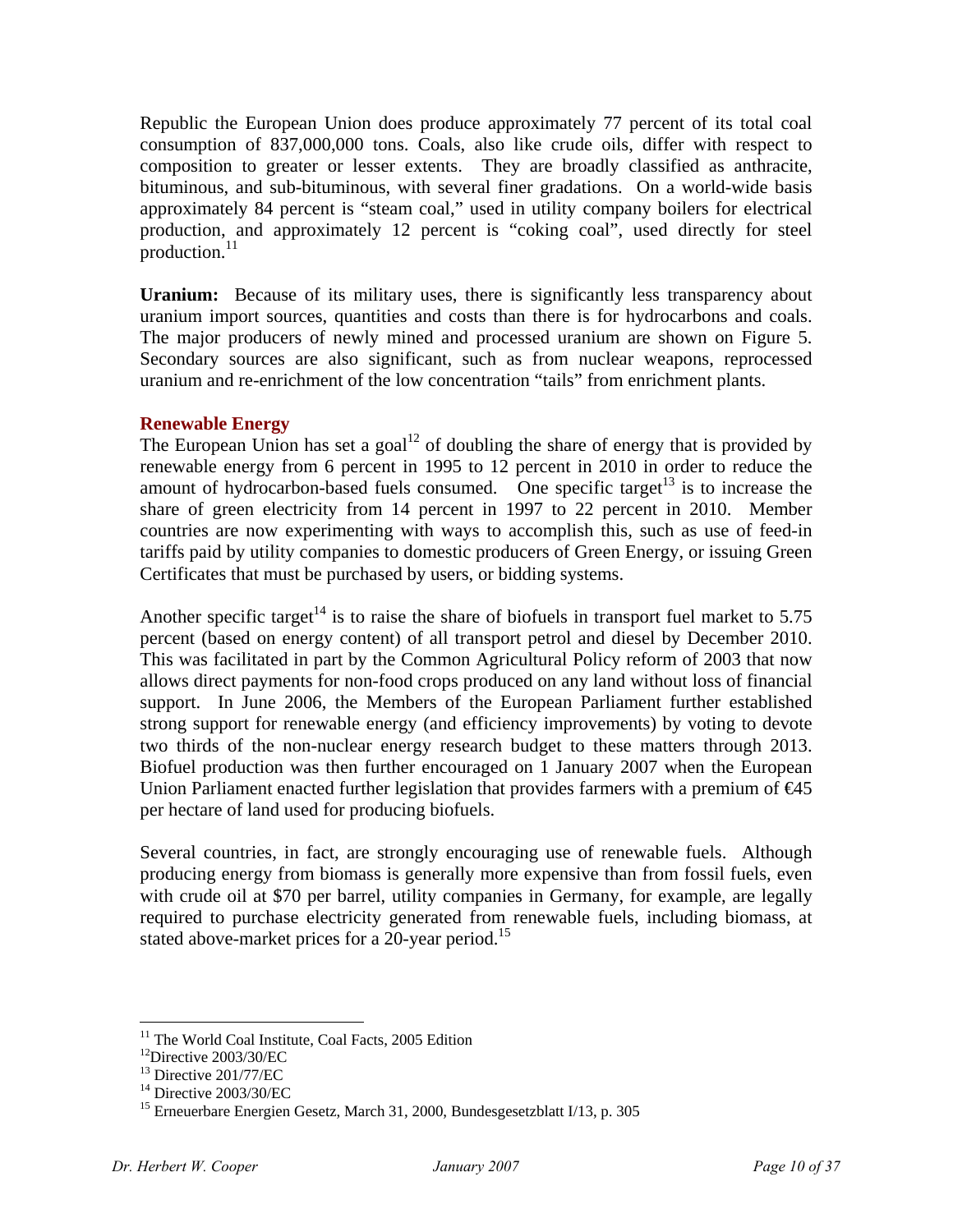Republic the European Union does produce approximately 77 percent of its total coal consumption of 837,000,000 tons. Coals, also like crude oils, differ with respect to composition to greater or lesser extents. They are broadly classified as anthracite, bituminous, and sub-bituminous, with several finer gradations. On a world-wide basis approximately 84 percent is "steam coal," used in utility company boilers for electrical production, and approximately 12 percent is "coking coal", used directly for steel production.[11]

**Uranium:** Because of its military uses, there is significantly less transparency about uranium import sources, quantities and costs than there is for hydrocarbons and coals. The major producers of newly mined and processed uranium are shown on Figure 5. Secondary sources are also significant, such as from nuclear weapons, reprocessed uranium and re-enrichment of the low concentration "tails" from enrichment plants.

## Renewable Energy

The European Union has set a goal[12] of doubling the share of energy that is provided by renewable energy from 6 percent in 1995 to 12 percent in 2010 in order to reduce the amount of hydrocarbon-based fuels consumed. One specific target[13] is to increase the share of green electricity from 14 percent in 1997 to 22 percent in 2010. Member countries are now experimenting with ways to accomplish this, such as use of feed-in tariffs paid by utility companies to domestic producers of Green Energy, or issuing Green Certificates that must be purchased by users, or bidding systems.

Another specific target[14] is to raise the share of biofuels in transport fuel market to 5.75 percent (based on energy content) of all transport petrol and diesel by December 2010. This was facilitated in part by the Common Agricultural Policy reform of 2003 that now allows direct payments for non-food crops produced on any land without loss of financial support. In June 2006, the Members of the European Parliament further established strong support for renewable energy (and efficiency improvements) by voting to devote two thirds of the non-nuclear energy research budget to these matters through 2013. Biofuel production was then further encouraged on 1 January 2007 when the European Union Parliament enacted further legislation that provides farmers with a premium of €45 per hectare of land used for producing biofuels.

Several countries, in fact, are strongly encouraging use of renewable fuels. Although producing energy from biomass is generally more expensive than from fossil fuels, even with crude oil at $70 per barrel, utility companies in Germany, for example, are legally required to purchase electricity generated from renewable fuels, including biomass, at stated above-market prices for a 20-year period.[15]

---

[11] The World Coal Institute, Coal Facts, 2005 Edition

[12] Directive 2003/30/EC

[13] Directive 201/77/EC

[14] Directive 2003/30/EC

[15] Erneuerbare Energien Gesetz, March 31, 2000, Bundesgesetzblatt I/13, p. 305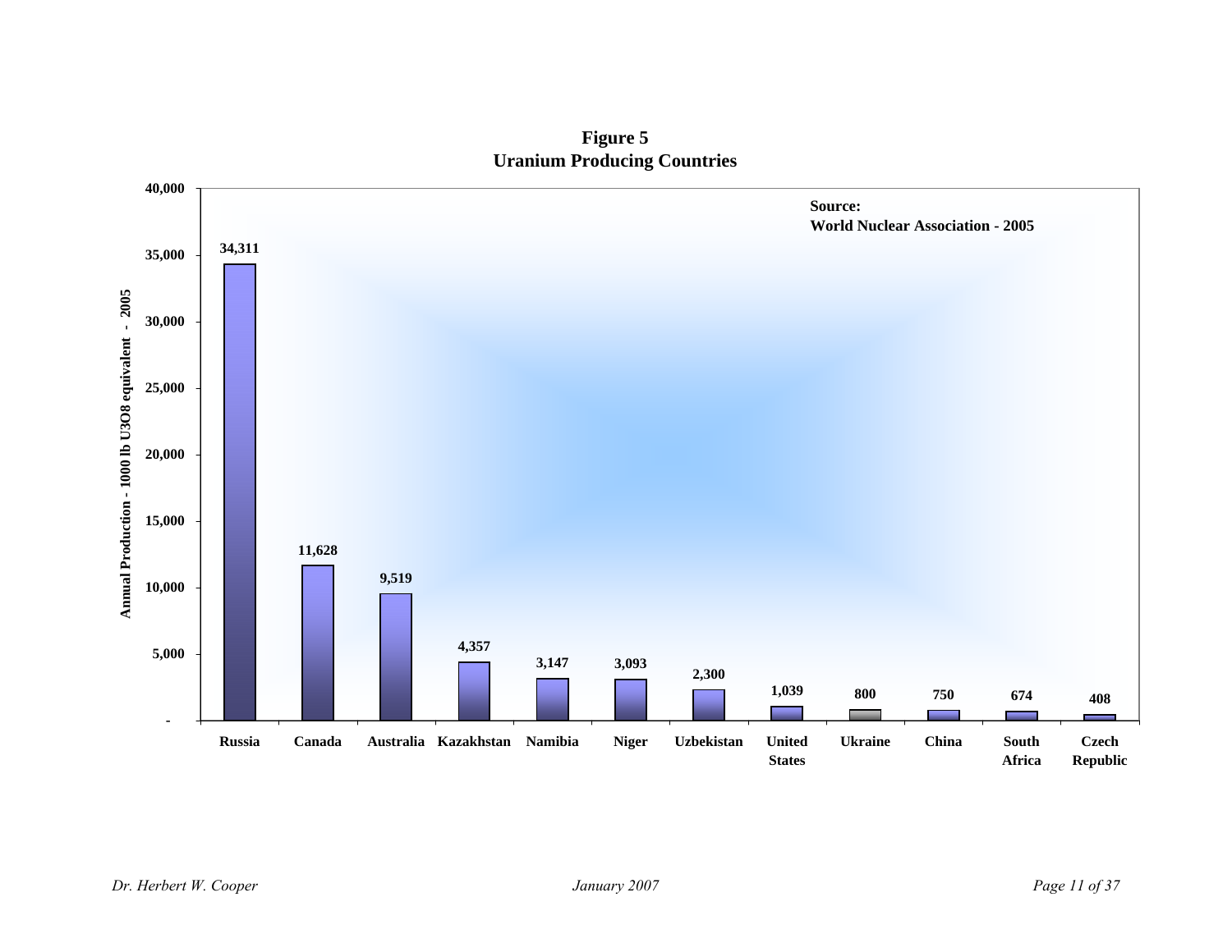**Figure 5**
**Uranium Producing Countries**

Source: World Nuclear Association - 2005

| Country | Annual Production - 1000 lb $U_3O_8$ equivalent - 2005 |
|---|---|
| Russia | 34,311 |
| Canada | 11,628 |
| Australia | 9,519 |
| Kazakhstan | 4,357 |
| Namibia | 3,147 |
| Niger | 3,093 |
| Uzbekistan | 2,300 |
| United States | 1,039 |
| Ukraine | 800 |
| China | 750 |
| South Africa | 674 |
| Czech Republic | 408 |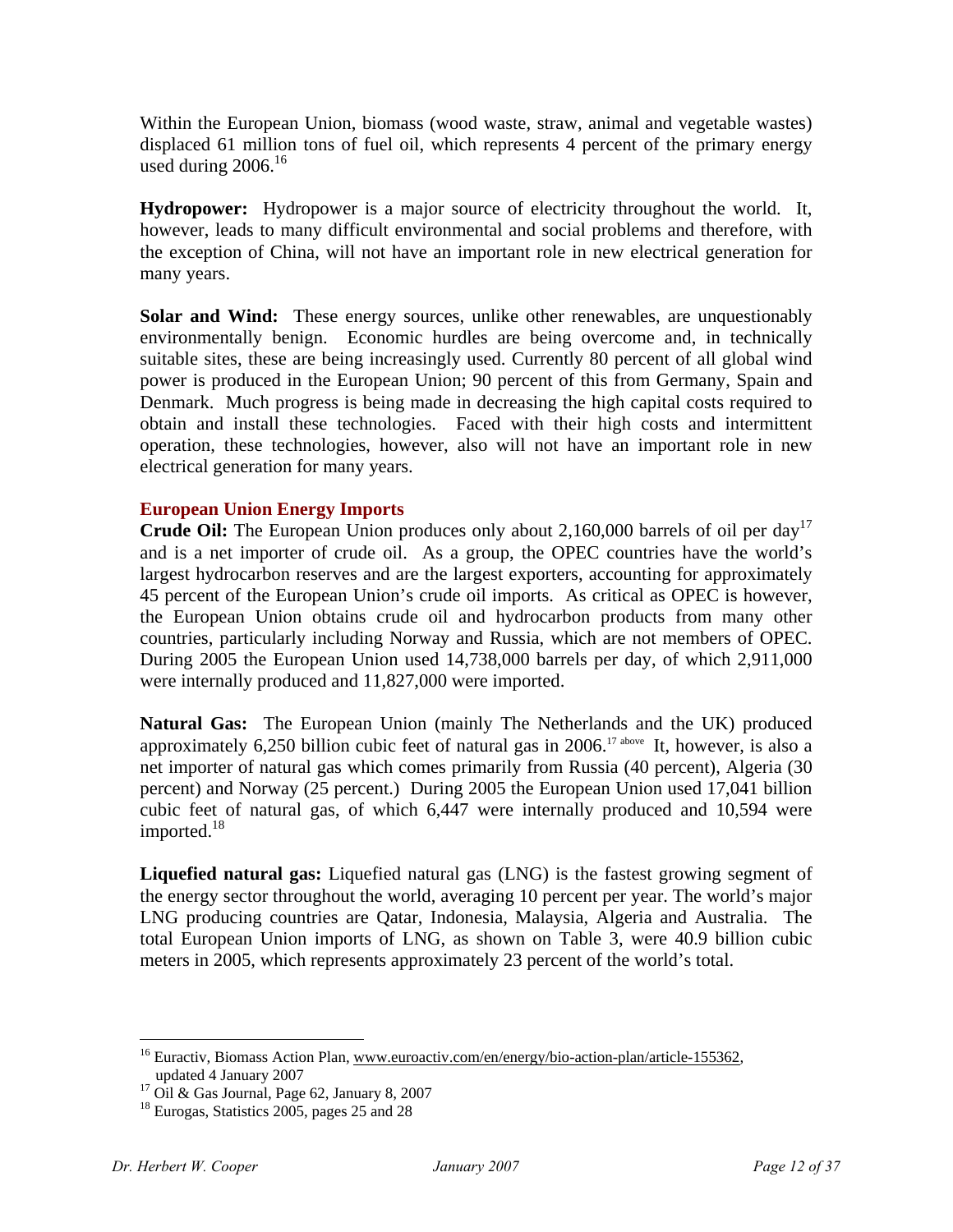Within the European Union, biomass (wood waste, straw, animal and vegetable wastes) displaced 61 million tons of fuel oil, which represents 4 percent of the primary energy used during 2006.[16]

**Hydropower:** Hydropower is a major source of electricity throughout the world. It, however, leads to many difficult environmental and social problems and therefore, with the exception of China, will not have an important role in new electrical generation for many years.

**Solar and Wind:** These energy sources, unlike other renewables, are unquestionably environmentally benign. Economic hurdles are being overcome and, in technically suitable sites, these are being increasingly used. Currently 80 percent of all global wind power is produced in the European Union; 90 percent of this from Germany, Spain and Denmark. Much progress is being made in decreasing the high capital costs required to obtain and install these technologies. Faced with their high costs and intermittent operation, these technologies, however, also will not have an important role in new electrical generation for many years.

### European Union Energy Imports

**Crude Oil:** The European Union produces only about 2,160,000 barrels of oil per day[17] and is a net importer of crude oil. As a group, the OPEC countries have the world's largest hydrocarbon reserves and are the largest exporters, accounting for approximately 45 percent of the European Union's crude oil imports. As critical as OPEC is however, the European Union obtains crude oil and hydrocarbon products from many other countries, particularly including Norway and Russia, which are not members of OPEC. During 2005 the European Union used 14,738,000 barrels per day, of which 2,911,000 were internally produced and 11,827,000 were imported.

**Natural Gas:** The European Union (mainly The Netherlands and the UK) produced approximately 6,250 billion cubic feet of natural gas in 2006.[17 above] It, however, is also a net importer of natural gas which comes primarily from Russia (40 percent), Algeria (30 percent) and Norway (25 percent.) During 2005 the European Union used 17,041 billion cubic feet of natural gas, of which 6,447 were internally produced and 10,594 were imported.[18]

**Liquefied natural gas:** Liquefied natural gas (LNG) is the fastest growing segment of the energy sector throughout the world, averaging 10 percent per year. The world's major LNG producing countries are Qatar, Indonesia, Malaysia, Algeria and Australia. The total European Union imports of LNG, as shown on Table 3, were 40.9 billion cubic meters in 2005, which represents approximately 23 percent of the world's total.

---

[16] Euractiv, Biomass Action Plan, www.euroactiv.com/en/energy/bio-action-plan/article-155362, updated 4 January 2007

[17] Oil & Gas Journal, Page 62, January 8, 2007

[18] Eurogas, Statistics 2005, pages 25 and 28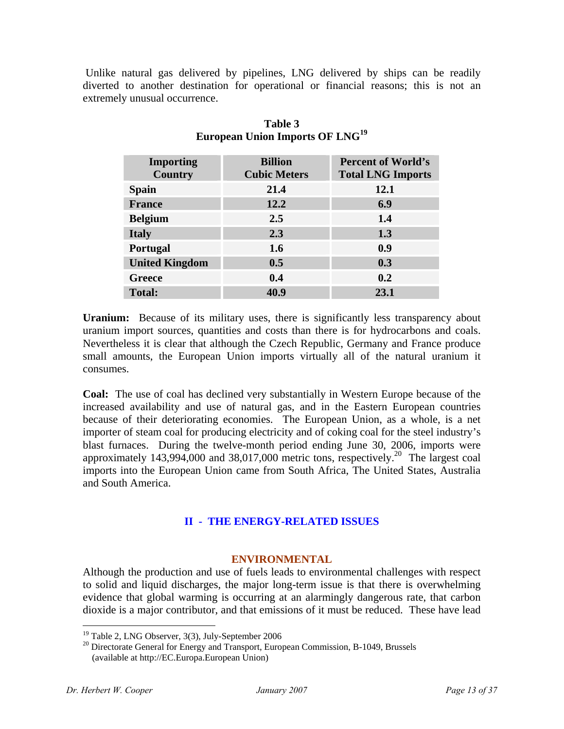Unlike natural gas delivered by pipelines, LNG delivered by ships can be readily diverted to another destination for operational or financial reasons; this is not an extremely unusual occurrence.

**Table 3**
**European Union Imports OF LNG**[19]

| Importing Country | Billion Cubic Meters | Percent of World's Total LNG Imports |
|---|---|---|
| **Spain** | **21.4** | **12.1** |
| **France** | **12.2** | **6.9** |
| **Belgium** | **2.5** | **1.4** |
| **Italy** | **2.3** | **1.3** |
| **Portugal** | **1.6** | **0.9** |
| **United Kingdom** | **0.5** | **0.3** |
| **Greece** | **0.4** | **0.2** |
| **Total:** | **40.9** | **23.1** |

**Uranium:** Because of its military uses, there is significantly less transparency about uranium import sources, quantities and costs than there is for hydrocarbons and coals. Nevertheless it is clear that although the Czech Republic, Germany and France produce small amounts, the European Union imports virtually all of the natural uranium it consumes.

**Coal:** The use of coal has declined very substantially in Western Europe because of the increased availability and use of natural gas, and in the Eastern European countries because of their deteriorating economies. The European Union, as a whole, is a net importer of steam coal for producing electricity and of coking coal for the steel industry's blast furnaces. During the twelve-month period ending June 30, 2006, imports were approximately 143,994,000 and 38,017,000 metric tons, respectively.[20] The largest coal imports into the European Union came from South Africa, The United States, Australia and South America.

## II - THE ENERGY-RELATED ISSUES

### ENVIRONMENTAL

Although the production and use of fuels leads to environmental challenges with respect to solid and liquid discharges, the major long-term issue is that there is overwhelming evidence that global warming is occurring at an alarmingly dangerous rate, that carbon dioxide is a major contributor, and that emissions of it must be reduced. These have lead

---

[19] Table 2, LNG Observer, 3(3), July-September 2006

[20] Directorate General for Energy and Transport, European Commission, B-1049, Brussels (available at http://EC.Europa.European Union)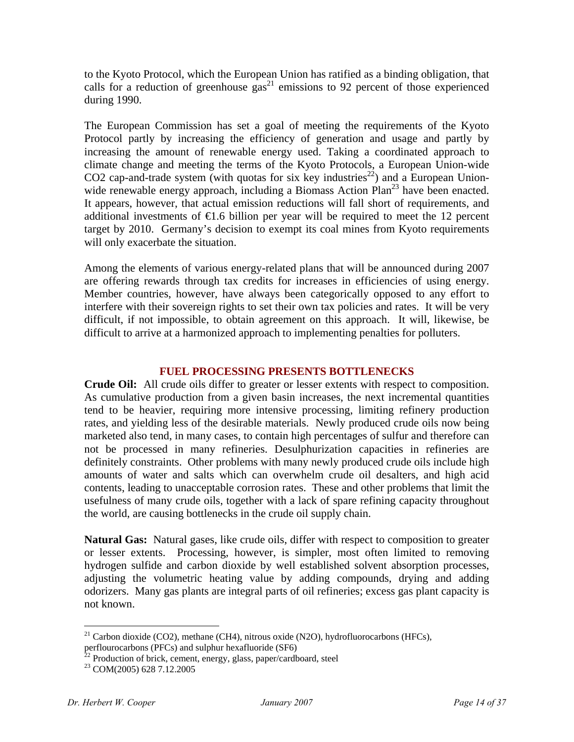to the Kyoto Protocol, which the European Union has ratified as a binding obligation, that calls for a reduction of greenhouse gas[21] emissions to 92 percent of those experienced during 1990.

The European Commission has set a goal of meeting the requirements of the Kyoto Protocol partly by increasing the efficiency of generation and usage and partly by increasing the amount of renewable energy used. Taking a coordinated approach to climate change and meeting the terms of the Kyoto Protocols, a European Union-wide $CO_2$ cap-and-trade system (with quotas for six key industries[22]) and a European Union-wide renewable energy approach, including a Biomass Action Plan[23] have been enacted. It appears, however, that actual emission reductions will fall short of requirements, and additional investments of €1.6 billion per year will be required to meet the 12 percent target by 2010. Germany's decision to exempt its coal mines from Kyoto requirements will only exacerbate the situation.

Among the elements of various energy-related plans that will be announced during 2007 are offering rewards through tax credits for increases in efficiencies of using energy. Member countries, however, have always been categorically opposed to any effort to interfere with their sovereign rights to set their own tax policies and rates. It will be very difficult, if not impossible, to obtain agreement on this approach. It will, likewise, be difficult to arrive at a harmonized approach to implementing penalties for polluters.

## FUEL PROCESSING PRESENTS BOTTLENECKS

**Crude Oil:** All crude oils differ to greater or lesser extents with respect to composition. As cumulative production from a given basin increases, the next incremental quantities tend to be heavier, requiring more intensive processing, limiting refinery production rates, and yielding less of the desirable materials. Newly produced crude oils now being marketed also tend, in many cases, to contain high percentages of sulfur and therefore can not be processed in many refineries. Desulphurization capacities in refineries are definitely constraints. Other problems with many newly produced crude oils include high amounts of water and salts which can overwhelm crude oil desalters, and high acid contents, leading to unacceptable corrosion rates. These and other problems that limit the usefulness of many crude oils, together with a lack of spare refining capacity throughout the world, are causing bottlenecks in the crude oil supply chain.

**Natural Gas:** Natural gases, like crude oils, differ with respect to composition to greater or lesser extents. Processing, however, is simpler, most often limited to removing hydrogen sulfide and carbon dioxide by well established solvent absorption processes, adjusting the volumetric heating value by adding compounds, drying and adding odorizers. Many gas plants are integral parts of oil refineries; excess gas plant capacity is not known.

---

[21] Carbon dioxide ($CO_2$), methane ($CH_4$), nitrous oxide ($N_2O$), hydrofluorocarbons (HFCs), perflourocarbons (PFCs) and sulphur hexafluoride ($SF_6$)

[22] Production of brick, cement, energy, glass, paper/cardboard, steel

[23] COM(2005) 628 7.12.2005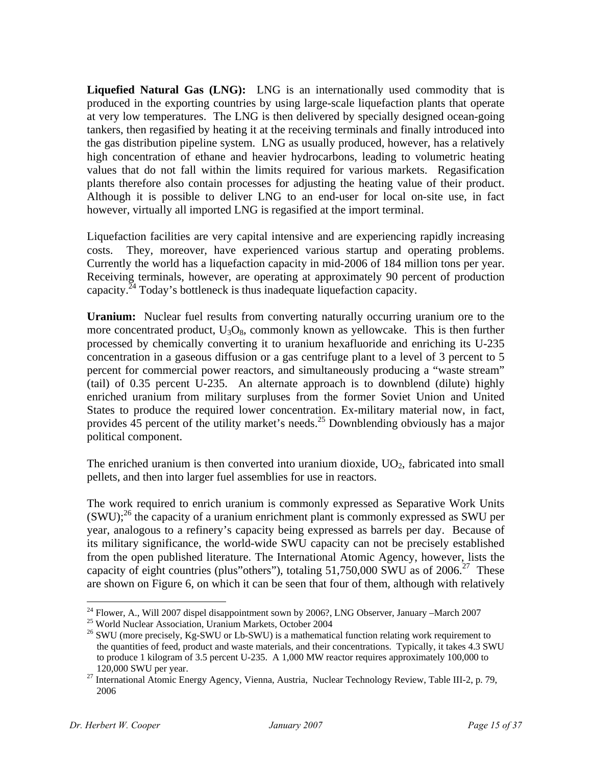**Liquefied Natural Gas (LNG):** LNG is an internationally used commodity that is produced in the exporting countries by using large-scale liquefaction plants that operate at very low temperatures. The LNG is then delivered by specially designed ocean-going tankers, then regasified by heating it at the receiving terminals and finally introduced into the gas distribution pipeline system. LNG as usually produced, however, has a relatively high concentration of ethane and heavier hydrocarbons, leading to volumetric heating values that do not fall within the limits required for various markets. Regasification plants therefore also contain processes for adjusting the heating value of their product. Although it is possible to deliver LNG to an end-user for local on-site use, in fact however, virtually all imported LNG is regasified at the import terminal.

Liquefaction facilities are very capital intensive and are experiencing rapidly increasing costs. They, moreover, have experienced various startup and operating problems. Currently the world has a liquefaction capacity in mid-2006 of 184 million tons per year. Receiving terminals, however, are operating at approximately 90 percent of production capacity.[24] Today's bottleneck is thus inadequate liquefaction capacity.

**Uranium:** Nuclear fuel results from converting naturally occurring uranium ore to the more concentrated product, $U_3O_8$, commonly known as yellowcake. This is then further processed by chemically converting it to uranium hexafluoride and enriching its U-235 concentration in a gaseous diffusion or a gas centrifuge plant to a level of 3 percent to 5 percent for commercial power reactors, and simultaneously producing a "waste stream" (tail) of 0.35 percent U-235. An alternate approach is to downblend (dilute) highly enriched uranium from military surpluses from the former Soviet Union and United States to produce the required lower concentration. Ex-military material now, in fact, provides 45 percent of the utility market's needs.[25] Downblending obviously has a major political component.

The enriched uranium is then converted into uranium dioxide, $UO_2$, fabricated into small pellets, and then into larger fuel assemblies for use in reactors.

The work required to enrich uranium is commonly expressed as Separative Work Units (SWU);[26] the capacity of a uranium enrichment plant is commonly expressed as SWU per year, analogous to a refinery's capacity being expressed as barrels per day. Because of its military significance, the world-wide SWU capacity can not be precisely established from the open published literature. The International Atomic Agency, however, lists the capacity of eight countries (plus"others"), totaling 51,750,000 SWU as of 2006.[27] These are shown on Figure 6, on which it can be seen that four of them, although with relatively

---

[24] Flower, A., Will 2007 dispel disappointment sown by 2006?, LNG Observer, January –March 2007

[25] World Nuclear Association, Uranium Markets, October 2004

[26] SWU (more precisely, Kg-SWU or Lb-SWU) is a mathematical function relating work requirement to the quantities of feed, product and waste materials, and their concentrations. Typically, it takes 4.3 SWU to produce 1 kilogram of 3.5 percent U-235. A 1,000 MW reactor requires approximately 100,000 to 120,000 SWU per year.

[27] International Atomic Energy Agency, Vienna, Austria, Nuclear Technology Review, Table III-2, p. 79, 2006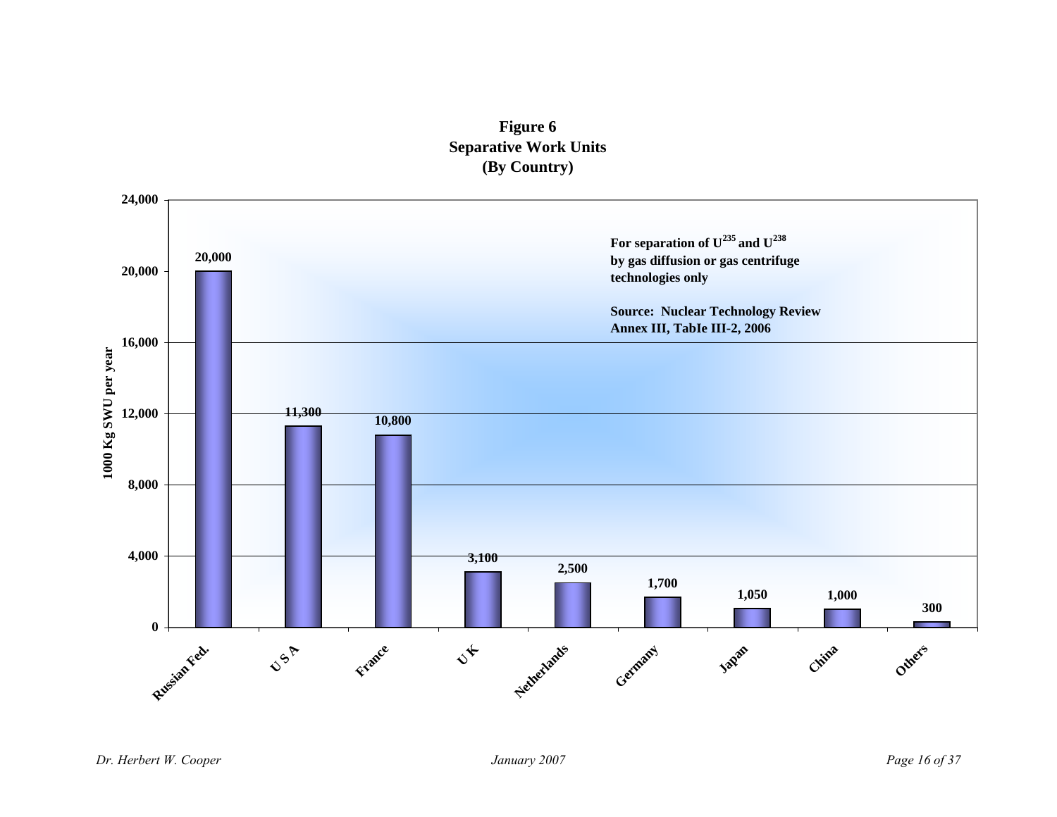**Figure 6**
**Separative Work Units**
**(By Country)**

| Country | 1000 Kg SWU per year |
|---|---|
| Russian Fed. | 20,000 |
| U S A | 11,300 |
| France | 10,800 |
| U K | 3,100 |
| Netherlands | 2,500 |
| Germany | 1,700 |
| Japan | 1,050 |
| China | 1,000 |
| Others | 300 |

For separation of $U^{235}$ and $U^{238}$ by gas diffusion or gas centrifuge technologies only

Source: Nuclear Technology Review Annex III, TabIe III-2, 2006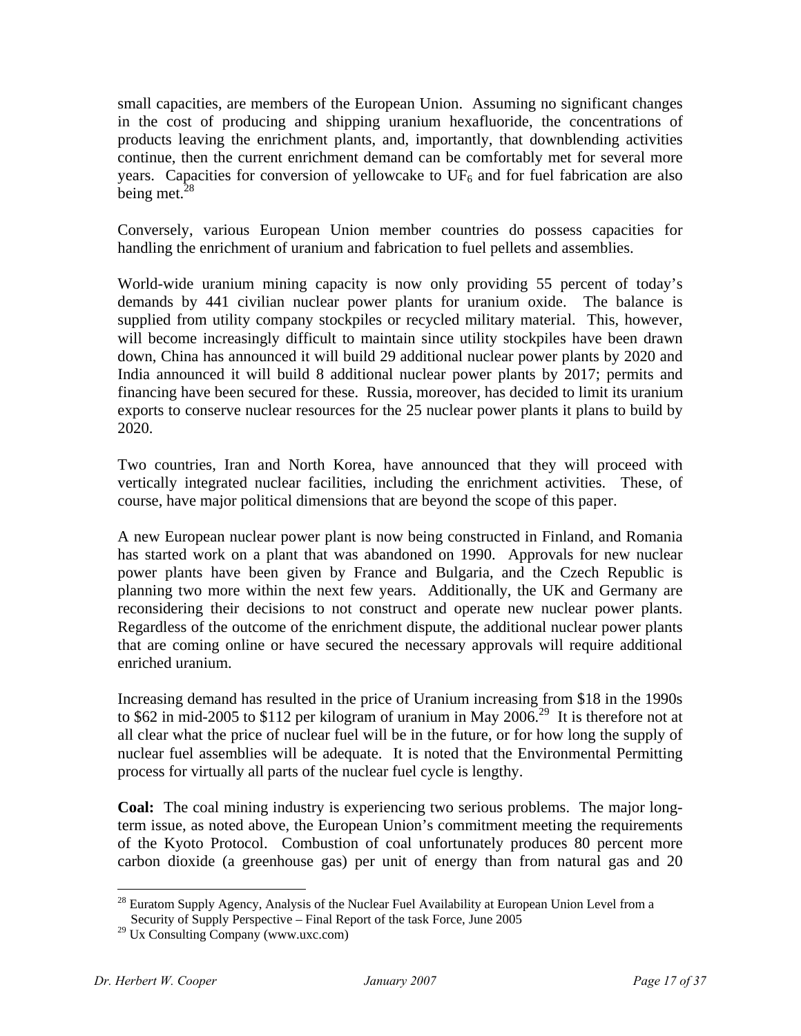small capacities, are members of the European Union. Assuming no significant changes in the cost of producing and shipping uranium hexafluoride, the concentrations of products leaving the enrichment plants, and, importantly, that downblending activities continue, then the current enrichment demand can be comfortably met for several more years. Capacities for conversion of yellowcake to $UF_6$ and for fuel fabrication are also being met.[28]

Conversely, various European Union member countries do possess capacities for handling the enrichment of uranium and fabrication to fuel pellets and assemblies.

World-wide uranium mining capacity is now only providing 55 percent of today's demands by 441 civilian nuclear power plants for uranium oxide. The balance is supplied from utility company stockpiles or recycled military material. This, however, will become increasingly difficult to maintain since utility stockpiles have been drawn down, China has announced it will build 29 additional nuclear power plants by 2020 and India announced it will build 8 additional nuclear power plants by 2017; permits and financing have been secured for these. Russia, moreover, has decided to limit its uranium exports to conserve nuclear resources for the 25 nuclear power plants it plans to build by 2020.

Two countries, Iran and North Korea, have announced that they will proceed with vertically integrated nuclear facilities, including the enrichment activities. These, of course, have major political dimensions that are beyond the scope of this paper.

A new European nuclear power plant is now being constructed in Finland, and Romania has started work on a plant that was abandoned on 1990. Approvals for new nuclear power plants have been given by France and Bulgaria, and the Czech Republic is planning two more within the next few years. Additionally, the UK and Germany are reconsidering their decisions to not construct and operate new nuclear power plants. Regardless of the outcome of the enrichment dispute, the additional nuclear power plants that are coming online or have secured the necessary approvals will require additional enriched uranium.

Increasing demand has resulted in the price of Uranium increasing from \$18 in the 1990s to \$62 in mid-2005 to \$112 per kilogram of uranium in May 2006.[29] It is therefore not at all clear what the price of nuclear fuel will be in the future, or for how long the supply of nuclear fuel assemblies will be adequate. It is noted that the Environmental Permitting process for virtually all parts of the nuclear fuel cycle is lengthy.

**Coal:** The coal mining industry is experiencing two serious problems. The major long-term issue, as noted above, the European Union's commitment meeting the requirements of the Kyoto Protocol. Combustion of coal unfortunately produces 80 percent more carbon dioxide (a greenhouse gas) per unit of energy than from natural gas and 20

---

[28] Euratom Supply Agency, Analysis of the Nuclear Fuel Availability at European Union Level from a Security of Supply Perspective – Final Report of the task Force, June 2005

[29] Ux Consulting Company (www.uxc.com)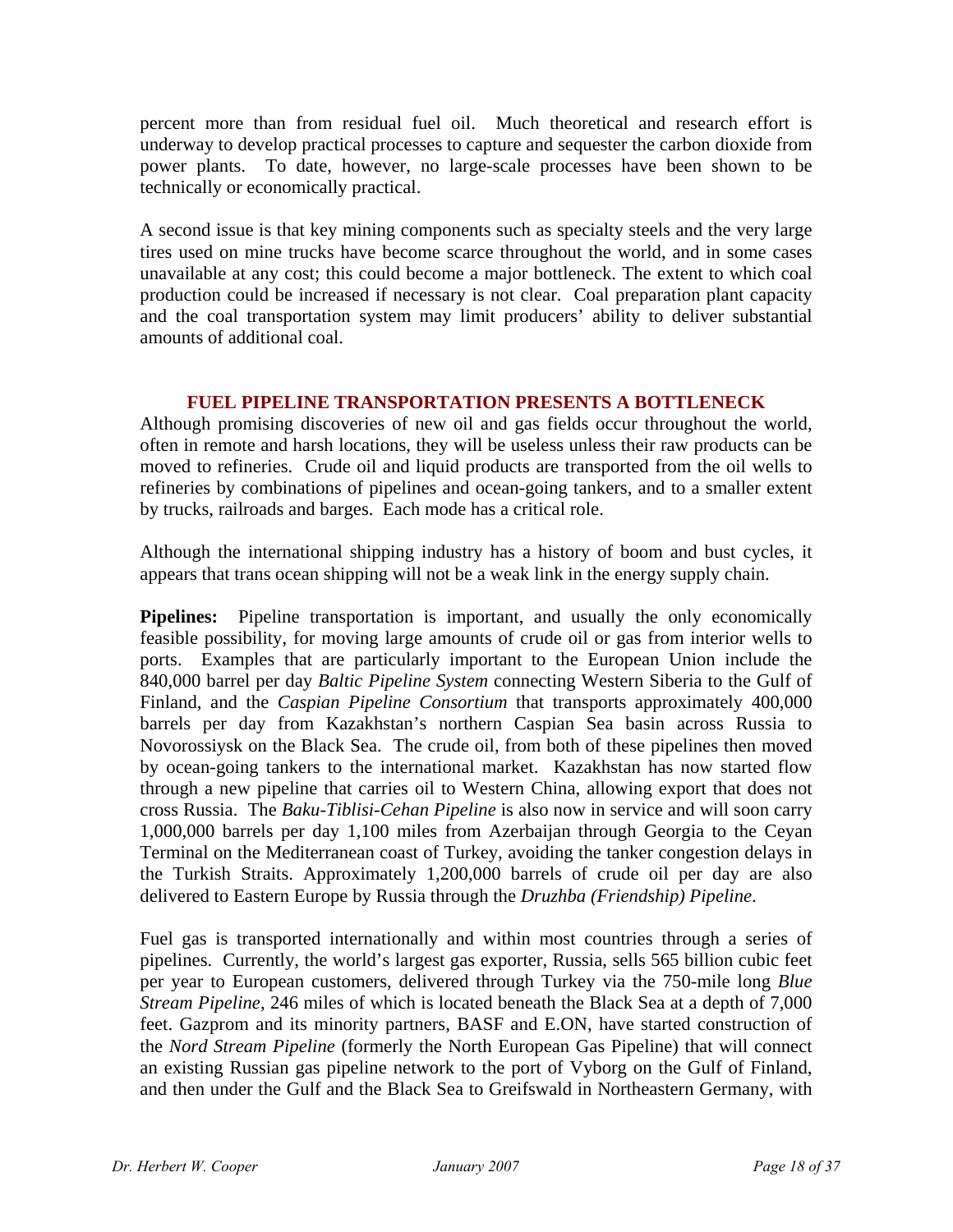percent more than from residual fuel oil. Much theoretical and research effort is underway to develop practical processes to capture and sequester the carbon dioxide from power plants. To date, however, no large-scale processes have been shown to be technically or economically practical.

A second issue is that key mining components such as specialty steels and the very large tires used on mine trucks have become scarce throughout the world, and in some cases unavailable at any cost; this could become a major bottleneck. The extent to which coal production could be increased if necessary is not clear. Coal preparation plant capacity and the coal transportation system may limit producers' ability to deliver substantial amounts of additional coal.

## FUEL PIPELINE TRANSPORTATION PRESENTS A BOTTLENECK

Although promising discoveries of new oil and gas fields occur throughout the world, often in remote and harsh locations, they will be useless unless their raw products can be moved to refineries. Crude oil and liquid products are transported from the oil wells to refineries by combinations of pipelines and ocean-going tankers, and to a smaller extent by trucks, railroads and barges. Each mode has a critical role.

Although the international shipping industry has a history of boom and bust cycles, it appears that trans ocean shipping will not be a weak link in the energy supply chain.

**Pipelines:** Pipeline transportation is important, and usually the only economically feasible possibility, for moving large amounts of crude oil or gas from interior wells to ports. Examples that are particularly important to the European Union include the 840,000 barrel per day *Baltic Pipeline System* connecting Western Siberia to the Gulf of Finland, and the *Caspian Pipeline Consortium* that transports approximately 400,000 barrels per day from Kazakhstan's northern Caspian Sea basin across Russia to Novorossiysk on the Black Sea. The crude oil, from both of these pipelines then moved by ocean-going tankers to the international market. Kazakhstan has now started flow through a new pipeline that carries oil to Western China, allowing export that does not cross Russia. The *Baku-Tiblisi-Cehan Pipeline* is also now in service and will soon carry 1,000,000 barrels per day 1,100 miles from Azerbaijan through Georgia to the Ceyan Terminal on the Mediterranean coast of Turkey, avoiding the tanker congestion delays in the Turkish Straits. Approximately 1,200,000 barrels of crude oil per day are also delivered to Eastern Europe by Russia through the *Druzhba (Friendship) Pipeline*.

Fuel gas is transported internationally and within most countries through a series of pipelines. Currently, the world's largest gas exporter, Russia, sells 565 billion cubic feet per year to European customers, delivered through Turkey via the 750-mile long *Blue Stream Pipeline*, 246 miles of which is located beneath the Black Sea at a depth of 7,000 feet. Gazprom and its minority partners, BASF and E.ON, have started construction of the *Nord Stream Pipeline* (formerly the North European Gas Pipeline) that will connect an existing Russian gas pipeline network to the port of Vyborg on the Gulf of Finland, and then under the Gulf and the Black Sea to Greifswald in Northeastern Germany, with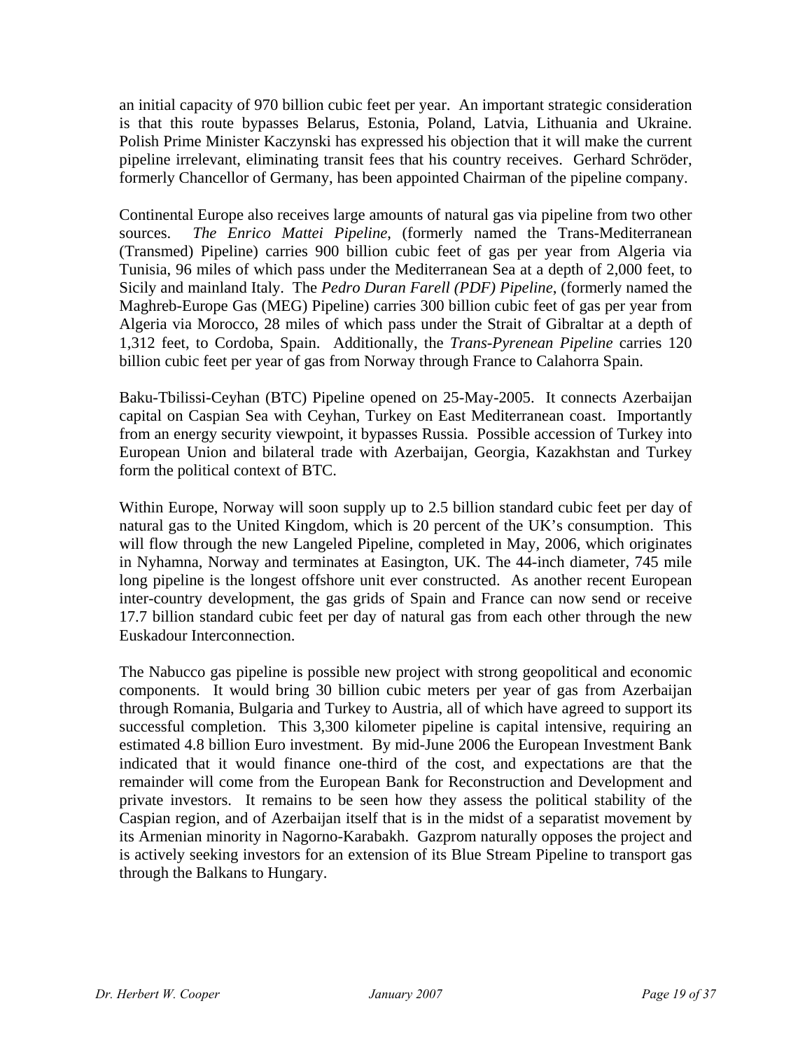an initial capacity of 970 billion cubic feet per year. An important strategic consideration is that this route bypasses Belarus, Estonia, Poland, Latvia, Lithuania and Ukraine. Polish Prime Minister Kaczynski has expressed his objection that it will make the current pipeline irrelevant, eliminating transit fees that his country receives. Gerhard Schröder, formerly Chancellor of Germany, has been appointed Chairman of the pipeline company.

Continental Europe also receives large amounts of natural gas via pipeline from two other sources. *The Enrico Mattei Pipeline*, (formerly named the Trans-Mediterranean (Transmed) Pipeline) carries 900 billion cubic feet of gas per year from Algeria via Tunisia, 96 miles of which pass under the Mediterranean Sea at a depth of 2,000 feet, to Sicily and mainland Italy. The *Pedro Duran Farell (PDF) Pipeline*, (formerly named the Maghreb-Europe Gas (MEG) Pipeline) carries 300 billion cubic feet of gas per year from Algeria via Morocco, 28 miles of which pass under the Strait of Gibraltar at a depth of 1,312 feet, to Cordoba, Spain. Additionally, the *Trans-Pyrenean Pipeline* carries 120 billion cubic feet per year of gas from Norway through France to Calahorra Spain.

Baku-Tbilissi-Ceyhan (BTC) Pipeline opened on 25-May-2005. It connects Azerbaijan capital on Caspian Sea with Ceyhan, Turkey on East Mediterranean coast. Importantly from an energy security viewpoint, it bypasses Russia. Possible accession of Turkey into European Union and bilateral trade with Azerbaijan, Georgia, Kazakhstan and Turkey form the political context of BTC.

Within Europe, Norway will soon supply up to 2.5 billion standard cubic feet per day of natural gas to the United Kingdom, which is 20 percent of the UK's consumption. This will flow through the new Langeled Pipeline, completed in May, 2006, which originates in Nyhamna, Norway and terminates at Easington, UK. The 44-inch diameter, 745 mile long pipeline is the longest offshore unit ever constructed. As another recent European inter-country development, the gas grids of Spain and France can now send or receive 17.7 billion standard cubic feet per day of natural gas from each other through the new Euskadour Interconnection.

The Nabucco gas pipeline is possible new project with strong geopolitical and economic components. It would bring 30 billion cubic meters per year of gas from Azerbaijan through Romania, Bulgaria and Turkey to Austria, all of which have agreed to support its successful completion. This 3,300 kilometer pipeline is capital intensive, requiring an estimated 4.8 billion Euro investment. By mid-June 2006 the European Investment Bank indicated that it would finance one-third of the cost, and expectations are that the remainder will come from the European Bank for Reconstruction and Development and private investors. It remains to be seen how they assess the political stability of the Caspian region, and of Azerbaijan itself that is in the midst of a separatist movement by its Armenian minority in Nagorno-Karabakh. Gazprom naturally opposes the project and is actively seeking investors for an extension of its Blue Stream Pipeline to transport gas through the Balkans to Hungary.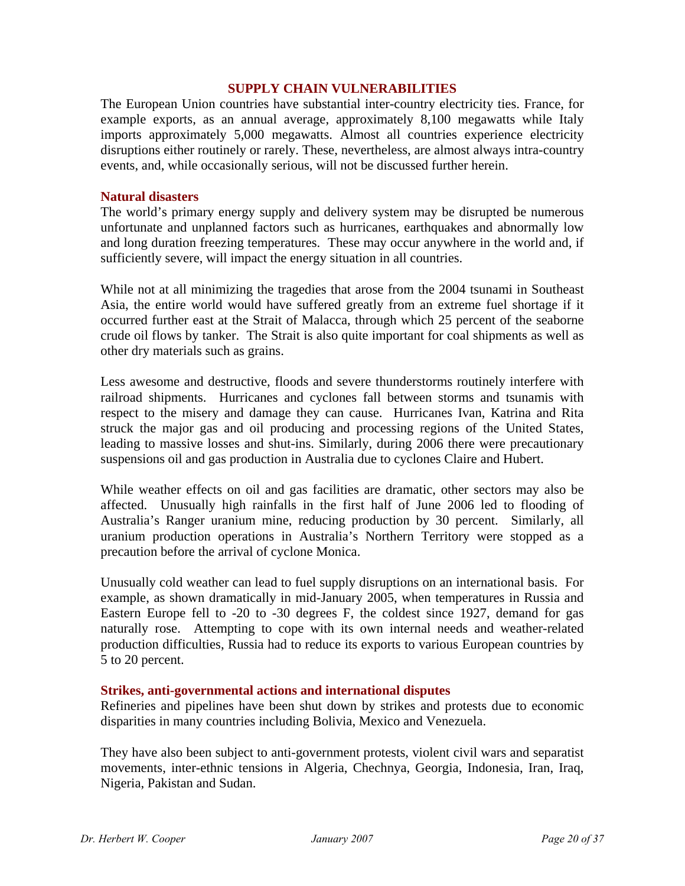## SUPPLY CHAIN VULNERABILITIES

The European Union countries have substantial inter-country electricity ties. France, for example exports, as an annual average, approximately 8,100 megawatts while Italy imports approximately 5,000 megawatts. Almost all countries experience electricity disruptions either routinely or rarely. These, nevertheless, are almost always intra-country events, and, while occasionally serious, will not be discussed further herein.

### Natural disasters

The world's primary energy supply and delivery system may be disrupted be numerous unfortunate and unplanned factors such as hurricanes, earthquakes and abnormally low and long duration freezing temperatures. These may occur anywhere in the world and, if sufficiently severe, will impact the energy situation in all countries.

While not at all minimizing the tragedies that arose from the 2004 tsunami in Southeast Asia, the entire world would have suffered greatly from an extreme fuel shortage if it occurred further east at the Strait of Malacca, through which 25 percent of the seaborne crude oil flows by tanker. The Strait is also quite important for coal shipments as well as other dry materials such as grains.

Less awesome and destructive, floods and severe thunderstorms routinely interfere with railroad shipments. Hurricanes and cyclones fall between storms and tsunamis with respect to the misery and damage they can cause. Hurricanes Ivan, Katrina and Rita struck the major gas and oil producing and processing regions of the United States, leading to massive losses and shut-ins. Similarly, during 2006 there were precautionary suspensions oil and gas production in Australia due to cyclones Claire and Hubert.

While weather effects on oil and gas facilities are dramatic, other sectors may also be affected. Unusually high rainfalls in the first half of June 2006 led to flooding of Australia's Ranger uranium mine, reducing production by 30 percent. Similarly, all uranium production operations in Australia's Northern Territory were stopped as a precaution before the arrival of cyclone Monica.

Unusually cold weather can lead to fuel supply disruptions on an international basis. For example, as shown dramatically in mid-January 2005, when temperatures in Russia and Eastern Europe fell to -20 to -30 degrees F, the coldest since 1927, demand for gas naturally rose. Attempting to cope with its own internal needs and weather-related production difficulties, Russia had to reduce its exports to various European countries by 5 to 20 percent.

### Strikes, anti-governmental actions and international disputes

Refineries and pipelines have been shut down by strikes and protests due to economic disparities in many countries including Bolivia, Mexico and Venezuela.

They have also been subject to anti-government protests, violent civil wars and separatist movements, inter-ethnic tensions in Algeria, Chechnya, Georgia, Indonesia, Iran, Iraq, Nigeria, Pakistan and Sudan.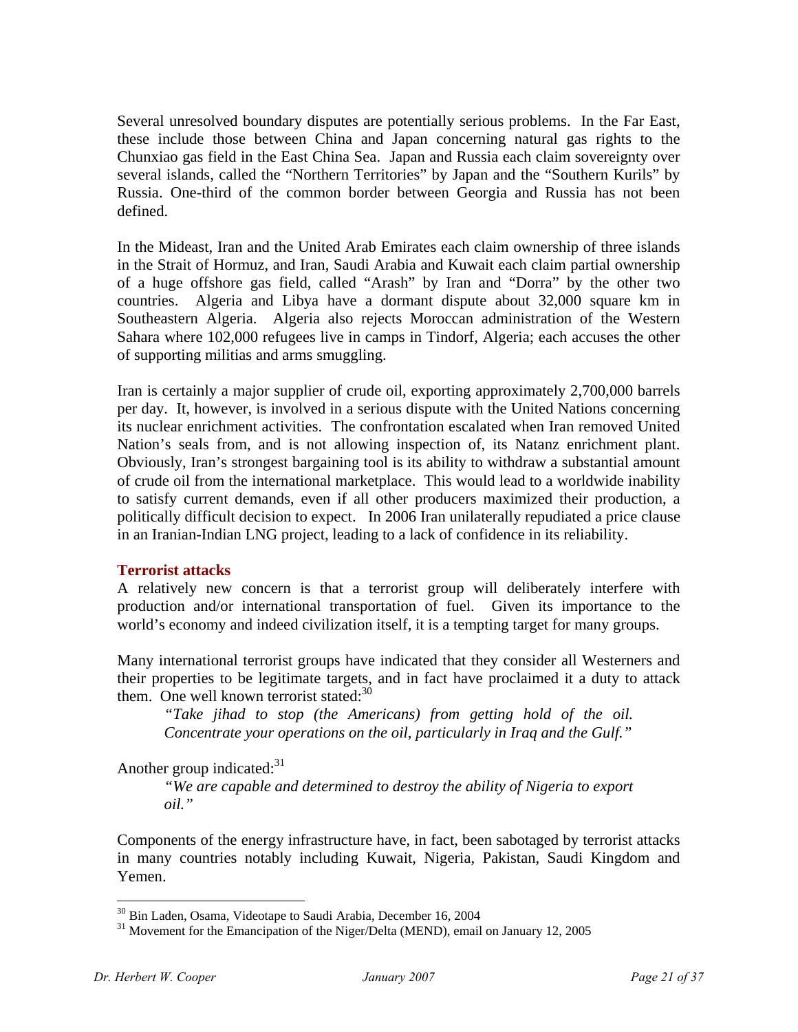Several unresolved boundary disputes are potentially serious problems. In the Far East, these include those between China and Japan concerning natural gas rights to the Chunxiao gas field in the East China Sea. Japan and Russia each claim sovereignty over several islands, called the "Northern Territories" by Japan and the "Southern Kurils" by Russia. One-third of the common border between Georgia and Russia has not been defined.

In the Mideast, Iran and the United Arab Emirates each claim ownership of three islands in the Strait of Hormuz, and Iran, Saudi Arabia and Kuwait each claim partial ownership of a huge offshore gas field, called "Arash" by Iran and "Dorra" by the other two countries. Algeria and Libya have a dormant dispute about 32,000 square km in Southeastern Algeria. Algeria also rejects Moroccan administration of the Western Sahara where 102,000 refugees live in camps in Tindorf, Algeria; each accuses the other of supporting militias and arms smuggling.

Iran is certainly a major supplier of crude oil, exporting approximately 2,700,000 barrels per day. It, however, is involved in a serious dispute with the United Nations concerning its nuclear enrichment activities. The confrontation escalated when Iran removed United Nation's seals from, and is not allowing inspection of, its Natanz enrichment plant. Obviously, Iran's strongest bargaining tool is its ability to withdraw a substantial amount of crude oil from the international marketplace. This would lead to a worldwide inability to satisfy current demands, even if all other producers maximized their production, a politically difficult decision to expect. In 2006 Iran unilaterally repudiated a price clause in an Iranian-Indian LNG project, leading to a lack of confidence in its reliability.

### Terrorist attacks

A relatively new concern is that a terrorist group will deliberately interfere with production and/or international transportation of fuel. Given its importance to the world's economy and indeed civilization itself, it is a tempting target for many groups.

Many international terrorist groups have indicated that they consider all Westerners and their properties to be legitimate targets, and in fact have proclaimed it a duty to attack them. One well known terrorist stated:[30]

> *"Take jihad to stop (the Americans) from getting hold of the oil. Concentrate your operations on the oil, particularly in Iraq and the Gulf."*

Another group indicated:[31]

> *"We are capable and determined to destroy the ability of Nigeria to export oil."*

Components of the energy infrastructure have, in fact, been sabotaged by terrorist attacks in many countries notably including Kuwait, Nigeria, Pakistan, Saudi Kingdom and Yemen.

---

[30] Bin Laden, Osama, Videotape to Saudi Arabia, December 16, 2004

[31] Movement for the Emancipation of the Niger/Delta (MEND), email on January 12, 2005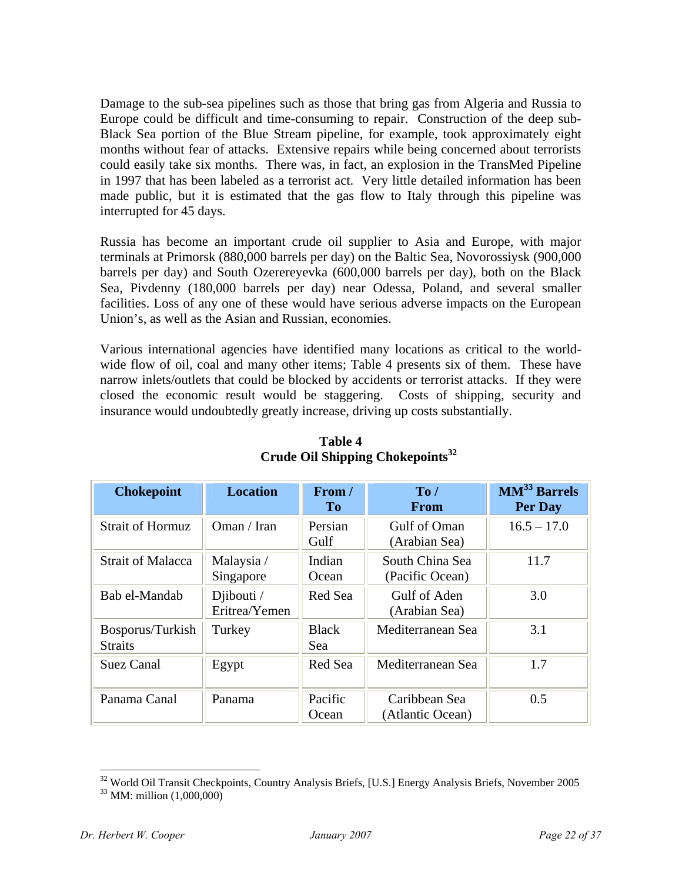Damage to the sub-sea pipelines such as those that bring gas from Algeria and Russia to Europe could be difficult and time-consuming to repair. Construction of the deep sub-Black Sea portion of the Blue Stream pipeline, for example, took approximately eight months without fear of attacks. Extensive repairs while being concerned about terrorists could easily take six months. There was, in fact, an explosion in the TransMed Pipeline in 1997 that has been labeled as a terrorist act. Very little detailed information has been made public, but it is estimated that the gas flow to Italy through this pipeline was interrupted for 45 days.

Russia has become an important crude oil supplier to Asia and Europe, with major terminals at Primorsk (880,000 barrels per day) on the Baltic Sea, Novorossiysk (900,000 barrels per day) and South Ozerereyevka (600,000 barrels per day), both on the Black Sea, Pivdenny (180,000 barrels per day) near Odessa, Poland, and several smaller facilities. Loss of any one of these would have serious adverse impacts on the European Union's, as well as the Asian and Russian, economies.

Various international agencies have identified many locations as critical to the world-wide flow of oil, coal and many other items; Table 4 presents six of them. These have narrow inlets/outlets that could be blocked by accidents or terrorist attacks. If they were closed the economic result would be staggering. Costs of shipping, security and insurance would undoubtedly greatly increase, driving up costs substantially.

**Table 4**
**Crude Oil Shipping Chokepoints[32]**

| Chokepoint | Location | From / To | To / From | MM[33] Barrels Per Day |
|---|---|---|---|---|
| Strait of Hormuz | Oman / Iran | Persian Gulf | Gulf of Oman (Arabian Sea) | 16.5 – 17.0 |
| Strait of Malacca | Malaysia / Singapore | Indian Ocean | South China Sea (Pacific Ocean) | 11.7 |
| Bab el-Mandab | Djibouti / Eritrea/Yemen | Red Sea | Gulf of Aden (Arabian Sea) | 3.0 |
| Bosporus/Turkish Straits | Turkey | Black Sea | Mediterranean Sea | 3.1 |
| Suez Canal | Egypt | Red Sea | Mediterranean Sea | 1.7 |
| Panama Canal | Panama | Pacific Ocean | Caribbean Sea (Atlantic Ocean) | 0.5 |

[32] World Oil Transit Checkpoints, Country Analysis Briefs, [U.S.] Energy Analysis Briefs, November 2005
[33] MM: million (1,000,000)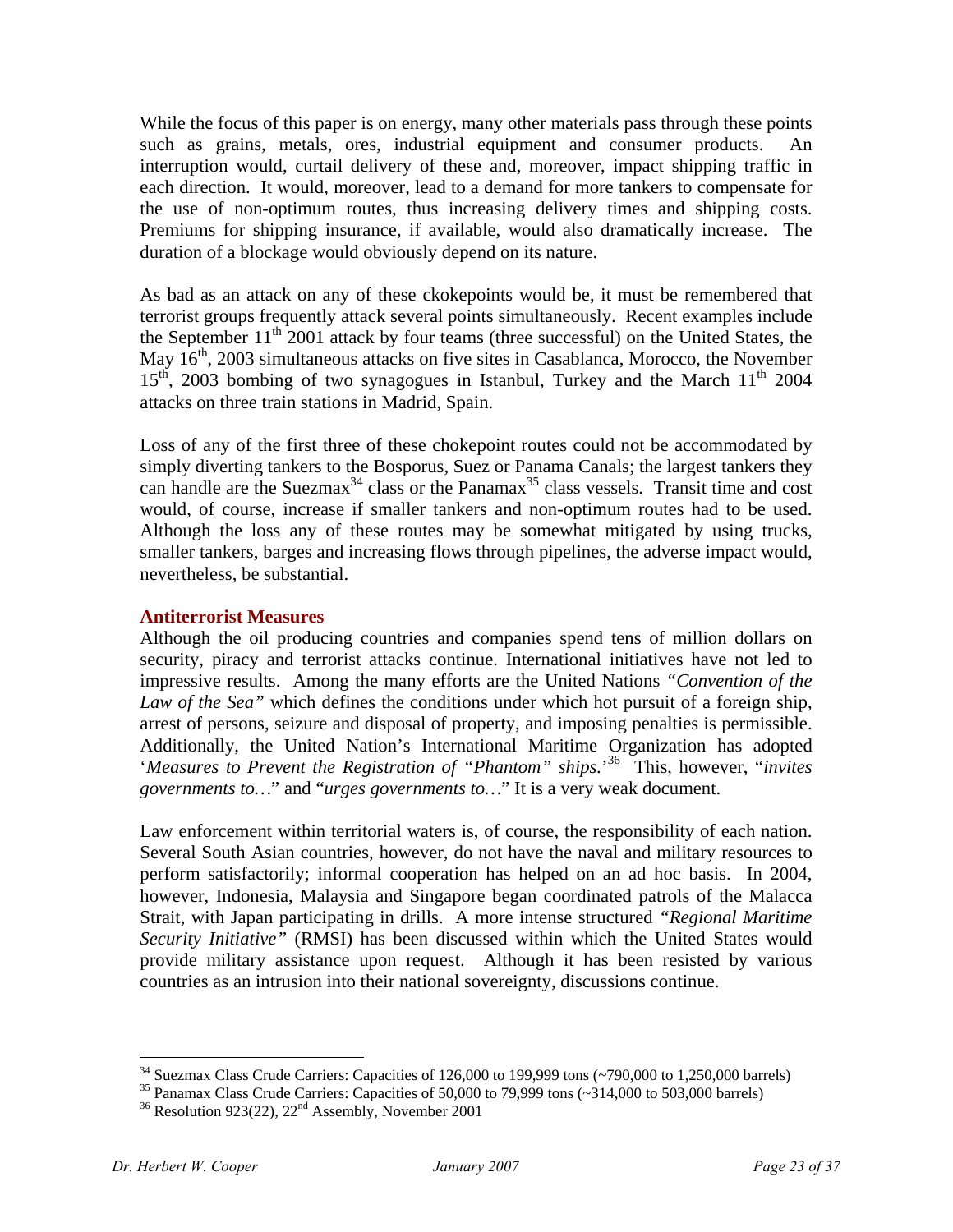While the focus of this paper is on energy, many other materials pass through these points such as grains, metals, ores, industrial equipment and consumer products. An interruption would, curtail delivery of these and, moreover, impact shipping traffic in each direction. It would, moreover, lead to a demand for more tankers to compensate for the use of non-optimum routes, thus increasing delivery times and shipping costs. Premiums for shipping insurance, if available, would also dramatically increase. The duration of a blockage would obviously depend on its nature.

As bad as an attack on any of these ckokepoints would be, it must be remembered that terrorist groups frequently attack several points simultaneously. Recent examples include the September 11th 2001 attack by four teams (three successful) on the United States, the May 16th, 2003 simultaneous attacks on five sites in Casablanca, Morocco, the November 15th, 2003 bombing of two synagogues in Istanbul, Turkey and the March 11th 2004 attacks on three train stations in Madrid, Spain.

Loss of any of the first three of these chokepoint routes could not be accommodated by simply diverting tankers to the Bosporus, Suez or Panama Canals; the largest tankers they can handle are the Suezmax[34] class or the Panamax[35] class vessels. Transit time and cost would, of course, increase if smaller tankers and non-optimum routes had to be used. Although the loss any of these routes may be somewhat mitigated by using trucks, smaller tankers, barges and increasing flows through pipelines, the adverse impact would, nevertheless, be substantial.

### Antiterrorist Measures

Although the oil producing countries and companies spend tens of million dollars on security, piracy and terrorist attacks continue. International initiatives have not led to impressive results. Among the many efforts are the United Nations *"Convention of the Law of the Sea"* which defines the conditions under which hot pursuit of a foreign ship, arrest of persons, seizure and disposal of property, and imposing penalties is permissible. Additionally, the United Nation's International Maritime Organization has adopted '*Measures to Prevent the Registration of "Phantom" ships.*'[36] This, however, "*invites governments to…*" and "*urges governments to…*" It is a very weak document.

Law enforcement within territorial waters is, of course, the responsibility of each nation. Several South Asian countries, however, do not have the naval and military resources to perform satisfactorily; informal cooperation has helped on an ad hoc basis. In 2004, however, Indonesia, Malaysia and Singapore began coordinated patrols of the Malacca Strait, with Japan participating in drills. A more intense structured *"Regional Maritime Security Initiative"* (RMSI) has been discussed within which the United States would provide military assistance upon request. Although it has been resisted by various countries as an intrusion into their national sovereignty, discussions continue.

---

[34] Suezmax Class Crude Carriers: Capacities of 126,000 to 199,999 tons (~790,000 to 1,250,000 barrels)

[35] Panamax Class Crude Carriers: Capacities of 50,000 to 79,999 tons (~314,000 to 503,000 barrels)

[36] Resolution 923(22), 22nd Assembly, November 2001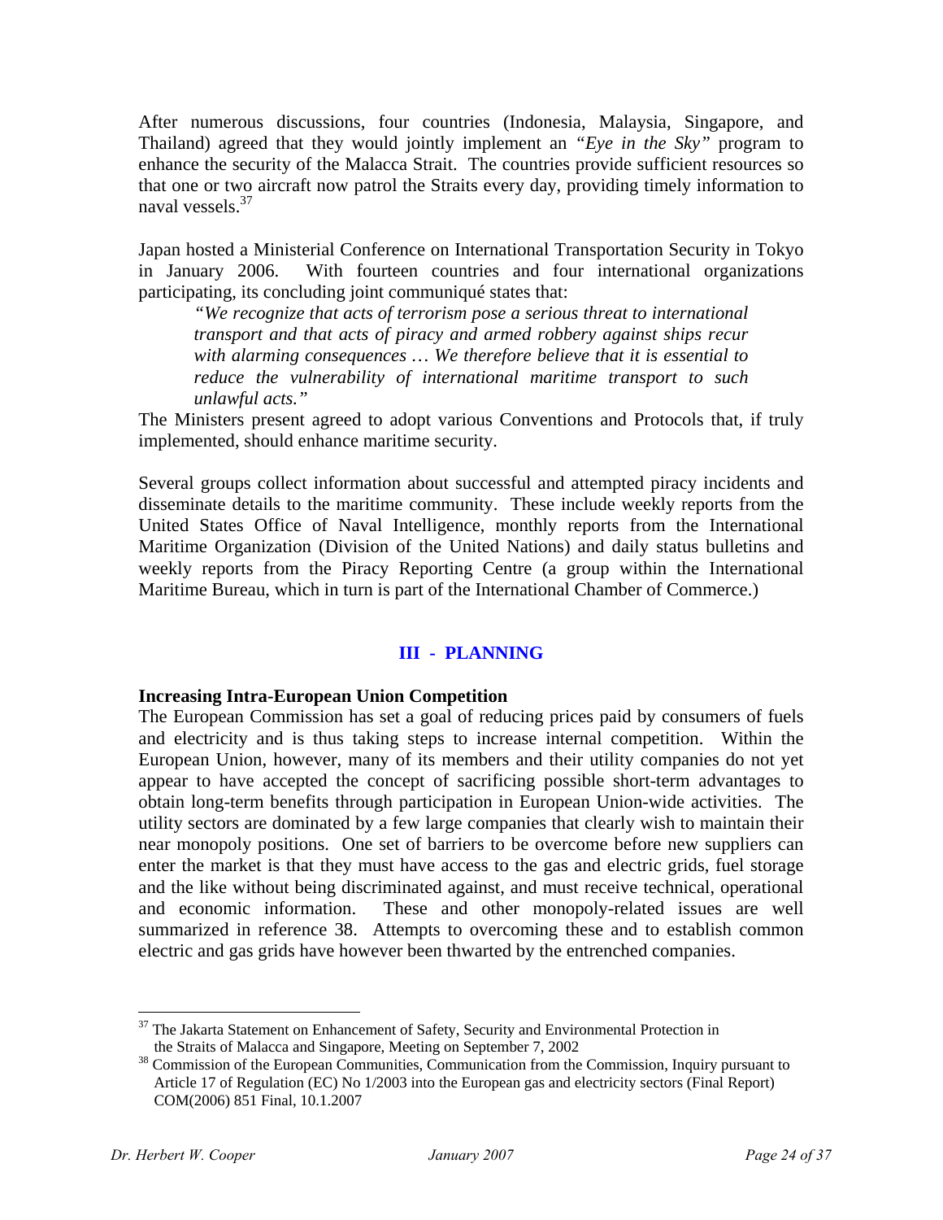After numerous discussions, four countries (Indonesia, Malaysia, Singapore, and Thailand) agreed that they would jointly implement an *"Eye in the Sky"* program to enhance the security of the Malacca Strait. The countries provide sufficient resources so that one or two aircraft now patrol the Straits every day, providing timely information to naval vessels.[37]

Japan hosted a Ministerial Conference on International Transportation Security in Tokyo in January 2006. With fourteen countries and four international organizations participating, its concluding joint communiqué states that:

> *"We recognize that acts of terrorism pose a serious threat to international transport and that acts of piracy and armed robbery against ships recur with alarming consequences … We therefore believe that it is essential to reduce the vulnerability of international maritime transport to such unlawful acts."*

The Ministers present agreed to adopt various Conventions and Protocols that, if truly implemented, should enhance maritime security.

Several groups collect information about successful and attempted piracy incidents and disseminate details to the maritime community. These include weekly reports from the United States Office of Naval Intelligence, monthly reports from the International Maritime Organization (Division of the United Nations) and daily status bulletins and weekly reports from the Piracy Reporting Centre (a group within the International Maritime Bureau, which in turn is part of the International Chamber of Commerce.)

## III - PLANNING

**Increasing Intra-European Union Competition**

The European Commission has set a goal of reducing prices paid by consumers of fuels and electricity and is thus taking steps to increase internal competition. Within the European Union, however, many of its members and their utility companies do not yet appear to have accepted the concept of sacrificing possible short-term advantages to obtain long-term benefits through participation in European Union-wide activities. The utility sectors are dominated by a few large companies that clearly wish to maintain their near monopoly positions. One set of barriers to be overcome before new suppliers can enter the market is that they must have access to the gas and electric grids, fuel storage and the like without being discriminated against, and must receive technical, operational and economic information. These and other monopoly-related issues are well summarized in reference 38. Attempts to overcoming these and to establish common electric and gas grids have however been thwarted by the entrenched companies.

---

[37] The Jakarta Statement on Enhancement of Safety, Security and Environmental Protection in the Straits of Malacca and Singapore, Meeting on September 7, 2002

[38] Commission of the European Communities, Communication from the Commission, Inquiry pursuant to Article 17 of Regulation (EC) No 1/2003 into the European gas and electricity sectors (Final Report) COM(2006) 851 Final, 10.1.2007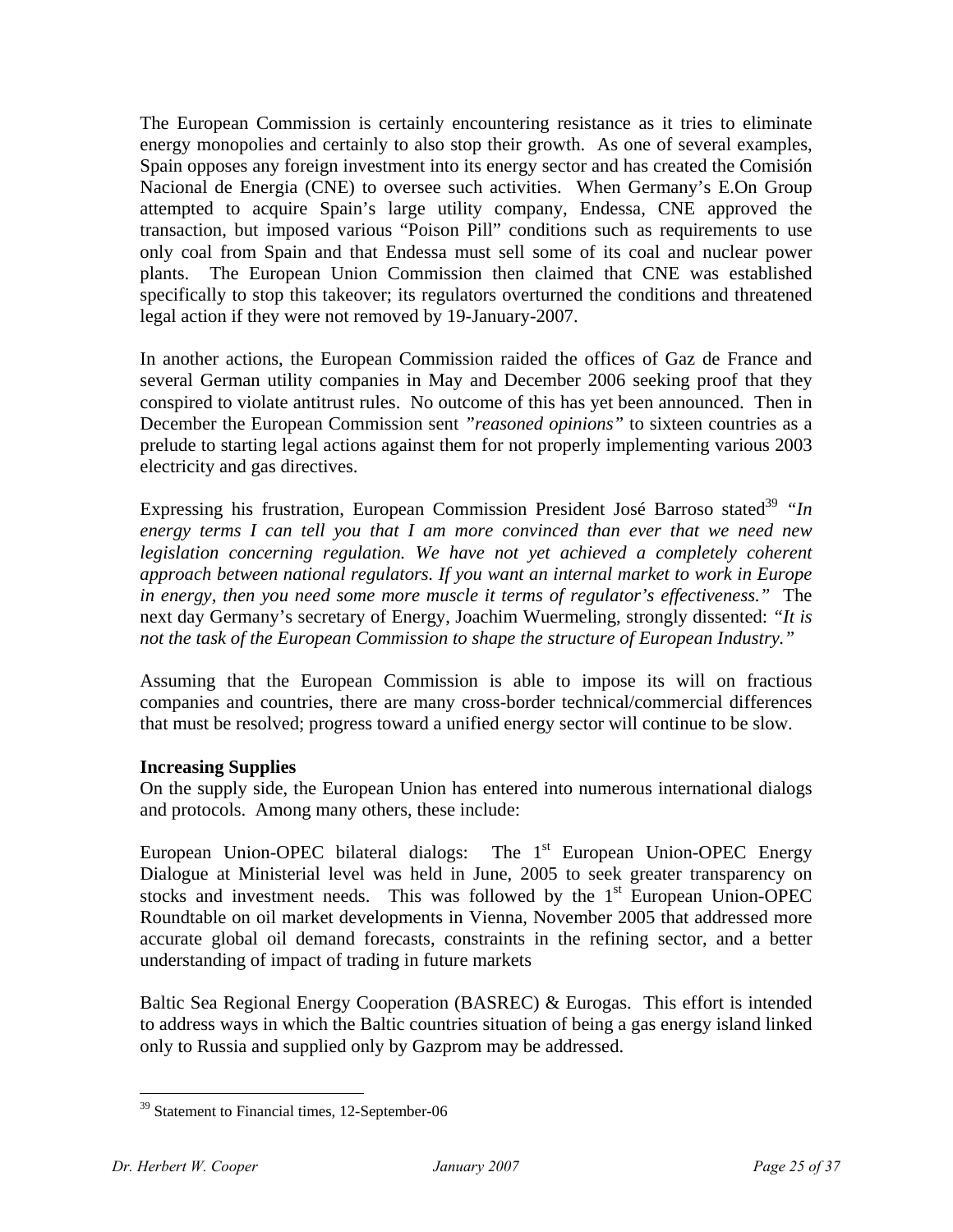The European Commission is certainly encountering resistance as it tries to eliminate energy monopolies and certainly to also stop their growth. As one of several examples, Spain opposes any foreign investment into its energy sector and has created the Comisión Nacional de Energia (CNE) to oversee such activities. When Germany's E.On Group attempted to acquire Spain's large utility company, Endessa, CNE approved the transaction, but imposed various "Poison Pill" conditions such as requirements to use only coal from Spain and that Endessa must sell some of its coal and nuclear power plants. The European Union Commission then claimed that CNE was established specifically to stop this takeover; its regulators overturned the conditions and threatened legal action if they were not removed by 19-January-2007.

In another actions, the European Commission raided the offices of Gaz de France and several German utility companies in May and December 2006 seeking proof that they conspired to violate antitrust rules. No outcome of this has yet been announced. Then in December the European Commission sent *"reasoned opinions"* to sixteen countries as a prelude to starting legal actions against them for not properly implementing various 2003 electricity and gas directives.

Expressing his frustration, European Commission President José Barroso stated[39] *"In energy terms I can tell you that I am more convinced than ever that we need new legislation concerning regulation. We have not yet achieved a completely coherent approach between national regulators. If you want an internal market to work in Europe in energy, then you need some more muscle it terms of regulator's effectiveness."* The next day Germany's secretary of Energy, Joachim Wuermeling, strongly dissented: *"It is not the task of the European Commission to shape the structure of European Industry."*

Assuming that the European Commission is able to impose its will on fractious companies and countries, there are many cross-border technical/commercial differences that must be resolved; progress toward a unified energy sector will continue to be slow.

**Increasing Supplies**

On the supply side, the European Union has entered into numerous international dialogs and protocols. Among many others, these include:

European Union-OPEC bilateral dialogs: The 1st European Union-OPEC Energy Dialogue at Ministerial level was held in June, 2005 to seek greater transparency on stocks and investment needs. This was followed by the 1st European Union-OPEC Roundtable on oil market developments in Vienna, November 2005 that addressed more accurate global oil demand forecasts, constraints in the refining sector, and a better understanding of impact of trading in future markets

Baltic Sea Regional Energy Cooperation (BASREC) & Eurogas. This effort is intended to address ways in which the Baltic countries situation of being a gas energy island linked only to Russia and supplied only by Gazprom may be addressed.

---

[39] Statement to Financial times, 12-September-06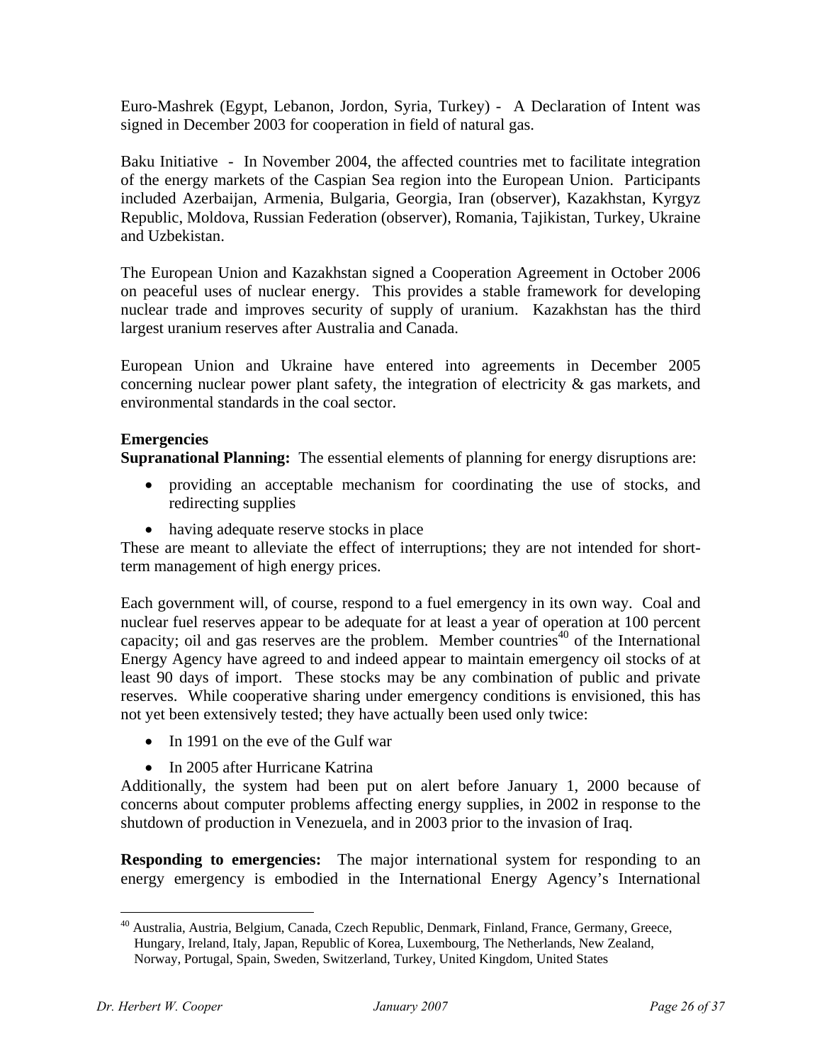Euro-Mashrek (Egypt, Lebanon, Jordon, Syria, Turkey) - A Declaration of Intent was signed in December 2003 for cooperation in field of natural gas.

Baku Initiative - In November 2004, the affected countries met to facilitate integration of the energy markets of the Caspian Sea region into the European Union. Participants included Azerbaijan, Armenia, Bulgaria, Georgia, Iran (observer), Kazakhstan, Kyrgyz Republic, Moldova, Russian Federation (observer), Romania, Tajikistan, Turkey, Ukraine and Uzbekistan.

The European Union and Kazakhstan signed a Cooperation Agreement in October 2006 on peaceful uses of nuclear energy. This provides a stable framework for developing nuclear trade and improves security of supply of uranium. Kazakhstan has the third largest uranium reserves after Australia and Canada.

European Union and Ukraine have entered into agreements in December 2005 concerning nuclear power plant safety, the integration of electricity & gas markets, and environmental standards in the coal sector.

**Emergencies**

**Supranational Planning:** The essential elements of planning for energy disruptions are:

- providing an acceptable mechanism for coordinating the use of stocks, and redirecting supplies
- having adequate reserve stocks in place

These are meant to alleviate the effect of interruptions; they are not intended for short-term management of high energy prices.

Each government will, of course, respond to a fuel emergency in its own way. Coal and nuclear fuel reserves appear to be adequate for at least a year of operation at 100 percent capacity; oil and gas reserves are the problem. Member countries[40] of the International Energy Agency have agreed to and indeed appear to maintain emergency oil stocks of at least 90 days of import. These stocks may be any combination of public and private reserves. While cooperative sharing under emergency conditions is envisioned, this has not yet been extensively tested; they have actually been used only twice:

- In 1991 on the eve of the Gulf war
- In 2005 after Hurricane Katrina

Additionally, the system had been put on alert before January 1, 2000 because of concerns about computer problems affecting energy supplies, in 2002 in response to the shutdown of production in Venezuela, and in 2003 prior to the invasion of Iraq.

**Responding to emergencies:** The major international system for responding to an energy emergency is embodied in the International Energy Agency's International

---

[40] Australia, Austria, Belgium, Canada, Czech Republic, Denmark, Finland, France, Germany, Greece, Hungary, Ireland, Italy, Japan, Republic of Korea, Luxembourg, The Netherlands, New Zealand, Norway, Portugal, Spain, Sweden, Switzerland, Turkey, United Kingdom, United States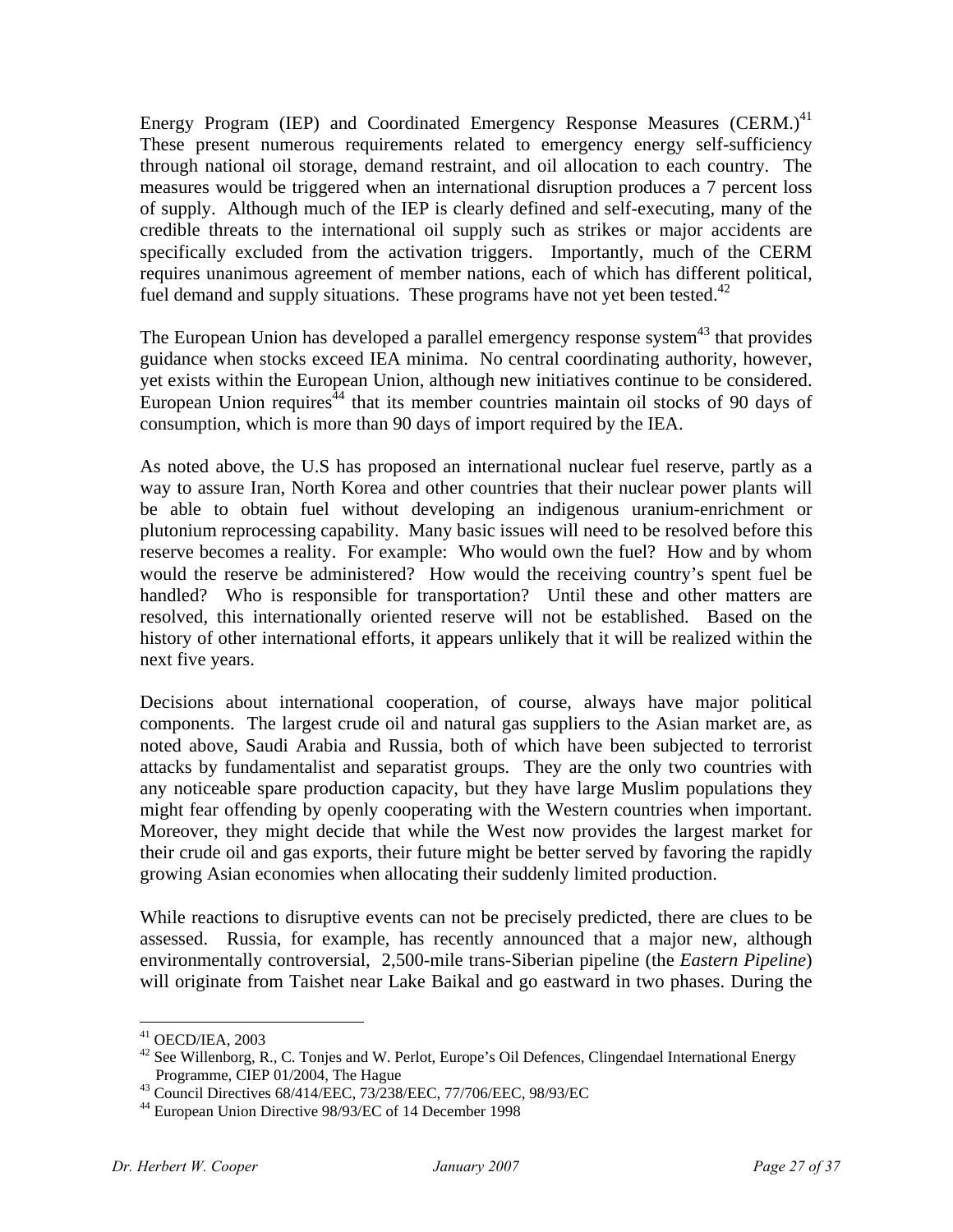Energy Program (IEP) and Coordinated Emergency Response Measures (CERM.)[41] These present numerous requirements related to emergency energy self-sufficiency through national oil storage, demand restraint, and oil allocation to each country. The measures would be triggered when an international disruption produces a 7 percent loss of supply. Although much of the IEP is clearly defined and self-executing, many of the credible threats to the international oil supply such as strikes or major accidents are specifically excluded from the activation triggers. Importantly, much of the CERM requires unanimous agreement of member nations, each of which has different political, fuel demand and supply situations. These programs have not yet been tested.[42]

The European Union has developed a parallel emergency response system[43] that provides guidance when stocks exceed IEA minima. No central coordinating authority, however, yet exists within the European Union, although new initiatives continue to be considered. European Union requires[44] that its member countries maintain oil stocks of 90 days of consumption, which is more than 90 days of import required by the IEA.

As noted above, the U.S has proposed an international nuclear fuel reserve, partly as a way to assure Iran, North Korea and other countries that their nuclear power plants will be able to obtain fuel without developing an indigenous uranium-enrichment or plutonium reprocessing capability. Many basic issues will need to be resolved before this reserve becomes a reality. For example: Who would own the fuel? How and by whom would the reserve be administered? How would the receiving country's spent fuel be handled? Who is responsible for transportation? Until these and other matters are resolved, this internationally oriented reserve will not be established. Based on the history of other international efforts, it appears unlikely that it will be realized within the next five years.

Decisions about international cooperation, of course, always have major political components. The largest crude oil and natural gas suppliers to the Asian market are, as noted above, Saudi Arabia and Russia, both of which have been subjected to terrorist attacks by fundamentalist and separatist groups. They are the only two countries with any noticeable spare production capacity, but they have large Muslim populations they might fear offending by openly cooperating with the Western countries when important. Moreover, they might decide that while the West now provides the largest market for their crude oil and gas exports, their future might be better served by favoring the rapidly growing Asian economies when allocating their suddenly limited production.

While reactions to disruptive events can not be precisely predicted, there are clues to be assessed. Russia, for example, has recently announced that a major new, although environmentally controversial, 2,500-mile trans-Siberian pipeline (the *Eastern Pipeline*) will originate from Taishet near Lake Baikal and go eastward in two phases. During the

---

[41] OECD/IEA, 2003

[42] See Willenborg, R., C. Tonjes and W. Perlot, Europe's Oil Defences, Clingendael International Energy Programme, CIEP 01/2004, The Hague

[43] Council Directives 68/414/EEC, 73/238/EEC, 77/706/EEC, 98/93/EC

[44] European Union Directive 98/93/EC of 14 December 1998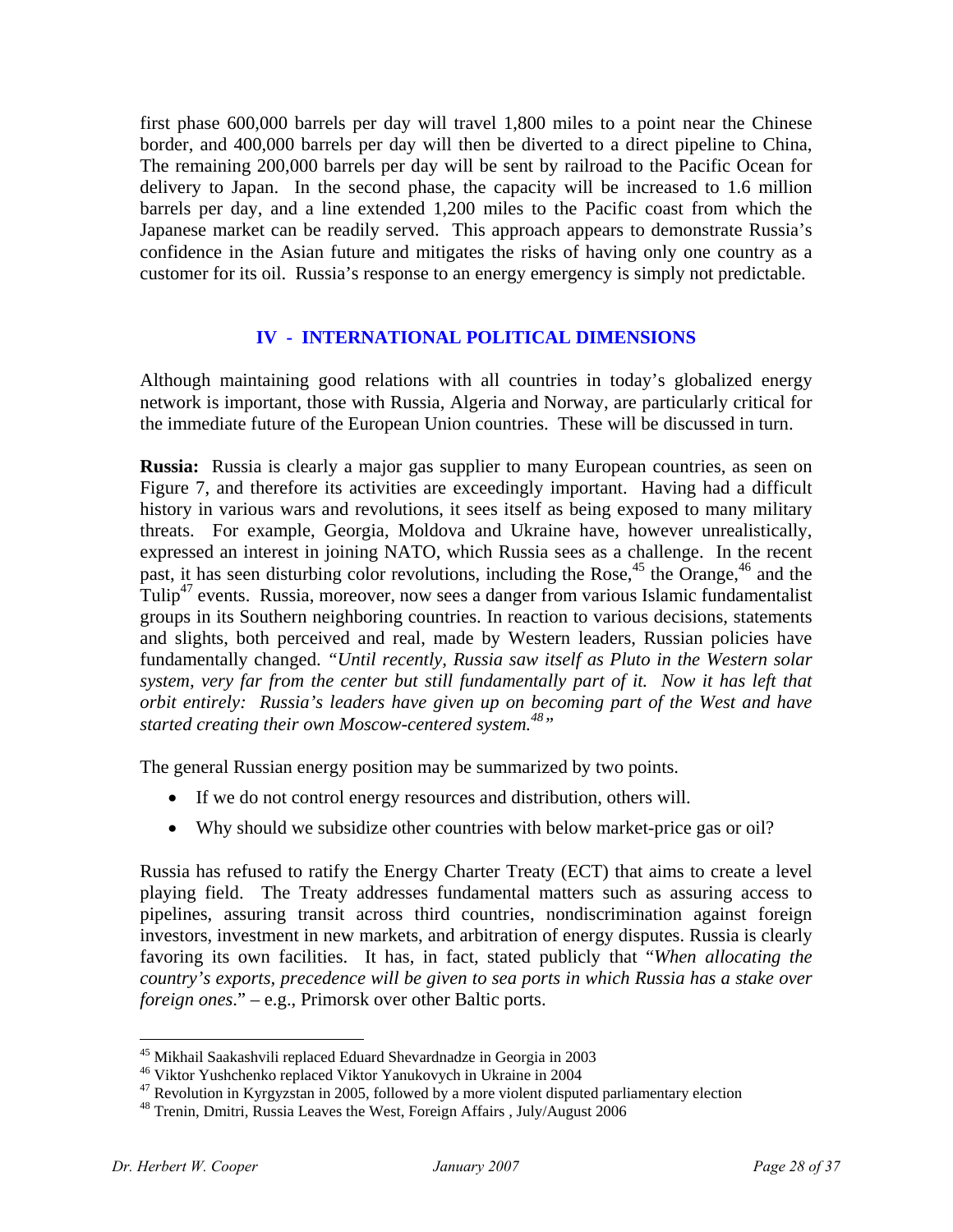first phase 600,000 barrels per day will travel 1,800 miles to a point near the Chinese border, and 400,000 barrels per day will then be diverted to a direct pipeline to China, The remaining 200,000 barrels per day will be sent by railroad to the Pacific Ocean for delivery to Japan. In the second phase, the capacity will be increased to 1.6 million barrels per day, and a line extended 1,200 miles to the Pacific coast from which the Japanese market can be readily served. This approach appears to demonstrate Russia's confidence in the Asian future and mitigates the risks of having only one country as a customer for its oil. Russia's response to an energy emergency is simply not predictable.

## IV - INTERNATIONAL POLITICAL DIMENSIONS

Although maintaining good relations with all countries in today's globalized energy network is important, those with Russia, Algeria and Norway, are particularly critical for the immediate future of the European Union countries. These will be discussed in turn.

**Russia:** Russia is clearly a major gas supplier to many European countries, as seen on Figure 7, and therefore its activities are exceedingly important. Having had a difficult history in various wars and revolutions, it sees itself as being exposed to many military threats. For example, Georgia, Moldova and Ukraine have, however unrealistically, expressed an interest in joining NATO, which Russia sees as a challenge. In the recent past, it has seen disturbing color revolutions, including the Rose,[45] the Orange,[46] and the Tulip[47] events. Russia, moreover, now sees a danger from various Islamic fundamentalist groups in its Southern neighboring countries. In reaction to various decisions, statements and slights, both perceived and real, made by Western leaders, Russian policies have fundamentally changed. "*Until recently, Russia saw itself as Pluto in the Western solar system, very far from the center but still fundamentally part of it. Now it has left that orbit entirely: Russia's leaders have given up on becoming part of the West and have started creating their own Moscow-centered system.*[48]"

The general Russian energy position may be summarized by two points.

- If we do not control energy resources and distribution, others will.
- Why should we subsidize other countries with below market-price gas or oil?

Russia has refused to ratify the Energy Charter Treaty (ECT) that aims to create a level playing field. The Treaty addresses fundamental matters such as assuring access to pipelines, assuring transit across third countries, nondiscrimination against foreign investors, investment in new markets, and arbitration of energy disputes. Russia is clearly favoring its own facilities. It has, in fact, stated publicly that "*When allocating the country's exports, precedence will be given to sea ports in which Russia has a stake over foreign ones.*" – e.g., Primorsk over other Baltic ports.

---

[45] Mikhail Saakashvili replaced Eduard Shevardnadze in Georgia in 2003

[46] Viktor Yushchenko replaced Viktor Yanukovych in Ukraine in 2004

[47] Revolution in Kyrgyzstan in 2005, followed by a more violent disputed parliamentary election

[48] Trenin, Dmitri, Russia Leaves the West, Foreign Affairs , July/August 2006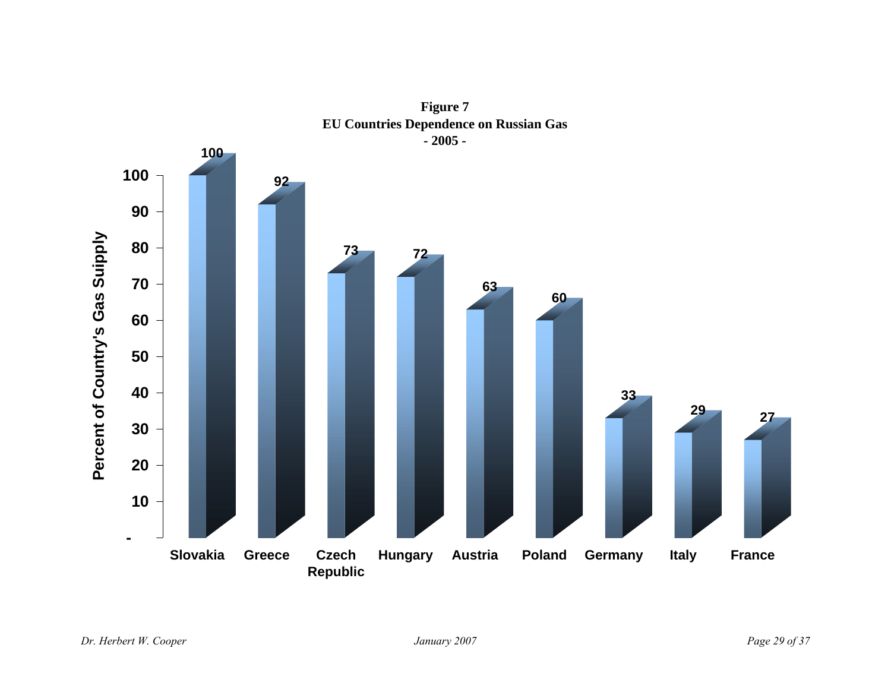**Figure 7**
**EU Countries Dependence on Russian Gas**
**- 2005 -**

| Country | Percent of Country's Gas Suipply |
|---|---|
| Slovakia | 100 |
| Greece | 92 |
| Czech Republic | 73 |
| Hungary | 72 |
| Austria | 63 |
| Poland | 60 |
| Germany | 33 |
| Italy | 29 |
| France | 27 |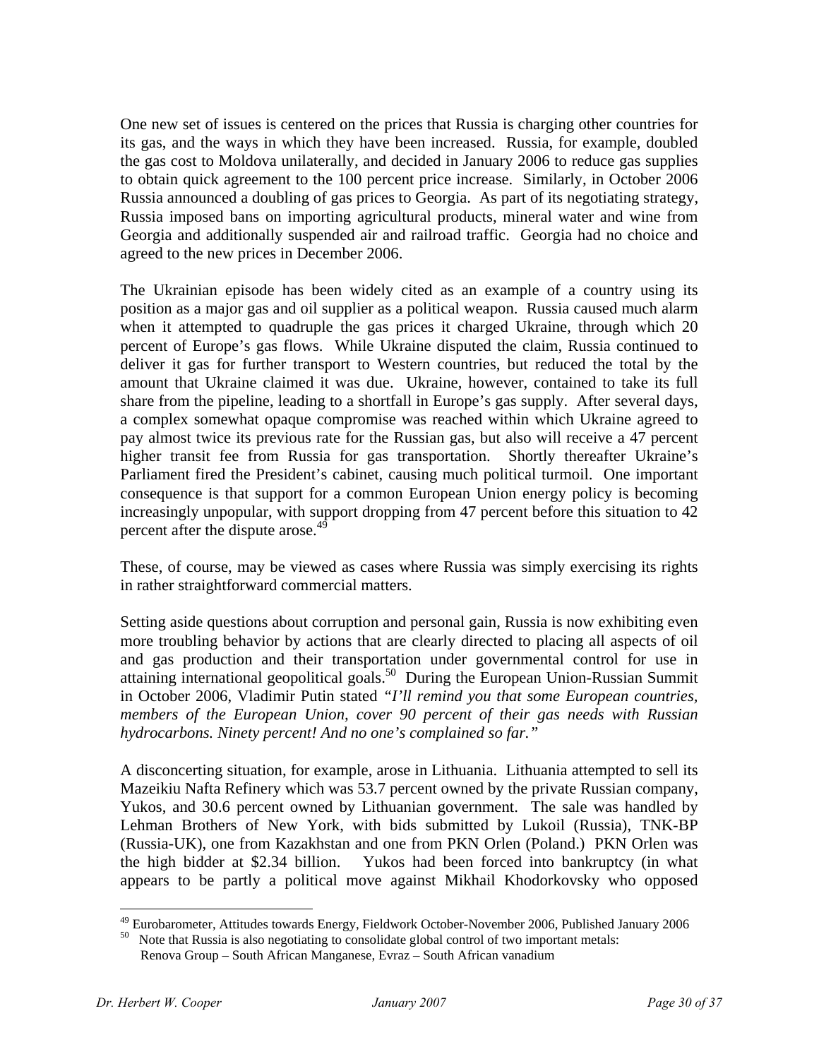One new set of issues is centered on the prices that Russia is charging other countries for its gas, and the ways in which they have been increased. Russia, for example, doubled the gas cost to Moldova unilaterally, and decided in January 2006 to reduce gas supplies to obtain quick agreement to the 100 percent price increase. Similarly, in October 2006 Russia announced a doubling of gas prices to Georgia. As part of its negotiating strategy, Russia imposed bans on importing agricultural products, mineral water and wine from Georgia and additionally suspended air and railroad traffic. Georgia had no choice and agreed to the new prices in December 2006.

The Ukrainian episode has been widely cited as an example of a country using its position as a major gas and oil supplier as a political weapon. Russia caused much alarm when it attempted to quadruple the gas prices it charged Ukraine, through which 20 percent of Europe's gas flows. While Ukraine disputed the claim, Russia continued to deliver it gas for further transport to Western countries, but reduced the total by the amount that Ukraine claimed it was due. Ukraine, however, contained to take its full share from the pipeline, leading to a shortfall in Europe's gas supply. After several days, a complex somewhat opaque compromise was reached within which Ukraine agreed to pay almost twice its previous rate for the Russian gas, but also will receive a 47 percent higher transit fee from Russia for gas transportation. Shortly thereafter Ukraine's Parliament fired the President's cabinet, causing much political turmoil. One important consequence is that support for a common European Union energy policy is becoming increasingly unpopular, with support dropping from 47 percent before this situation to 42 percent after the dispute arose.[49]

These, of course, may be viewed as cases where Russia was simply exercising its rights in rather straightforward commercial matters.

Setting aside questions about corruption and personal gain, Russia is now exhibiting even more troubling behavior by actions that are clearly directed to placing all aspects of oil and gas production and their transportation under governmental control for use in attaining international geopolitical goals.[50] During the European Union-Russian Summit in October 2006, Vladimir Putin stated *"I'll remind you that some European countries, members of the European Union, cover 90 percent of their gas needs with Russian hydrocarbons. Ninety percent! And no one's complained so far."*

A disconcerting situation, for example, arose in Lithuania. Lithuania attempted to sell its Mazeikiu Nafta Refinery which was 53.7 percent owned by the private Russian company, Yukos, and 30.6 percent owned by Lithuanian government. The sale was handled by Lehman Brothers of New York, with bids submitted by Lukoil (Russia), TNK-BP (Russia-UK), one from Kazakhstan and one from PKN Orlen (Poland.) PKN Orlen was the high bidder at $2.34 billion. Yukos had been forced into bankruptcy (in what appears to be partly a political move against Mikhail Khodorkovsky who opposed

---

[49] Eurobarometer, Attitudes towards Energy, Fieldwork October-November 2006, Published January 2006

[50] Note that Russia is also negotiating to consolidate global control of two important metals: Renova Group – South African Manganese, Evraz – South African vanadium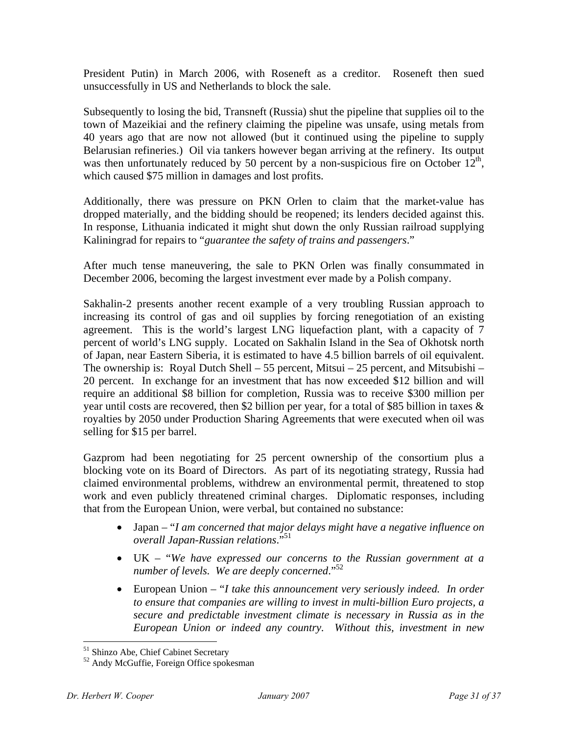President Putin) in March 2006, with Roseneft as a creditor. Roseneft then sued unsuccessfully in US and Netherlands to block the sale.

Subsequently to losing the bid, Transneft (Russia) shut the pipeline that supplies oil to the town of Mazeikiai and the refinery claiming the pipeline was unsafe, using metals from 40 years ago that are now not allowed (but it continued using the pipeline to supply Belarusian refineries.) Oil via tankers however began arriving at the refinery. Its output was then unfortunately reduced by 50 percent by a non-suspicious fire on October 12th, which caused $75 million in damages and lost profits.

Additionally, there was pressure on PKN Orlen to claim that the market-value has dropped materially, and the bidding should be reopened; its lenders decided against this. In response, Lithuania indicated it might shut down the only Russian railroad supplying Kaliningrad for repairs to "*guarantee the safety of trains and passengers*."

After much tense maneuvering, the sale to PKN Orlen was finally consummated in December 2006, becoming the largest investment ever made by a Polish company.

Sakhalin-2 presents another recent example of a very troubling Russian approach to increasing its control of gas and oil supplies by forcing renegotiation of an existing agreement. This is the world's largest LNG liquefaction plant, with a capacity of 7 percent of world's LNG supply. Located on Sakhalin Island in the Sea of Okhotsk north of Japan, near Eastern Siberia, it is estimated to have 4.5 billion barrels of oil equivalent. The ownership is: Royal Dutch Shell – 55 percent, Mitsui – 25 percent, and Mitsubishi – 20 percent. In exchange for an investment that has now exceeded $12 billion and will require an additional $8 billion for completion, Russia was to receive $300 million per year until costs are recovered, then $2 billion per year, for a total of $85 billion in taxes & royalties by 2050 under Production Sharing Agreements that were executed when oil was selling for $15 per barrel.

Gazprom had been negotiating for 25 percent ownership of the consortium plus a blocking vote on its Board of Directors. As part of its negotiating strategy, Russia had claimed environmental problems, withdrew an environmental permit, threatened to stop work and even publicly threatened criminal charges. Diplomatic responses, including that from the European Union, were verbal, but contained no substance:

- Japan – "*I am concerned that major delays might have a negative influence on overall Japan-Russian relations*."[51]
- UK – "*We have expressed our concerns to the Russian government at a number of levels. We are deeply concerned*."[52]
- European Union – "*I take this announcement very seriously indeed. In order to ensure that companies are willing to invest in multi-billion Euro projects, a secure and predictable investment climate is necessary in Russia as in the European Union or indeed any country. Without this, investment in new*

[51] Shinzo Abe, Chief Cabinet Secretary
[52] Andy McGuffie, Foreign Office spokesman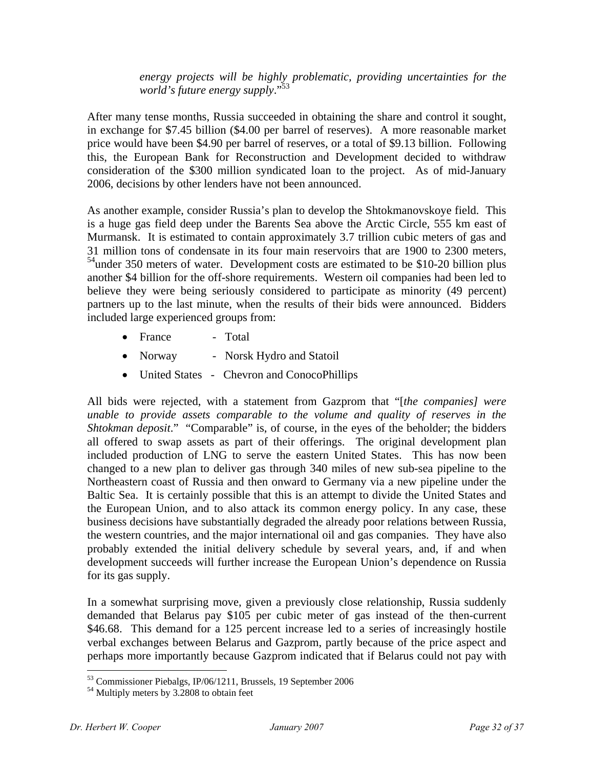> *energy projects will be highly problematic, providing uncertainties for the world's future energy supply*."[53]

After many tense months, Russia succeeded in obtaining the share and control it sought, in exchange for $7.45 billion ($4.00 per barrel of reserves). A more reasonable market price would have been $4.90 per barrel of reserves, or a total of $9.13 billion. Following this, the European Bank for Reconstruction and Development decided to withdraw consideration of the $300 million syndicated loan to the project. As of mid-January 2006, decisions by other lenders have not been announced.

As another example, consider Russia's plan to develop the Shtokmanovskoye field. This is a huge gas field deep under the Barents Sea above the Arctic Circle, 555 km east of Murmansk. It is estimated to contain approximately 3.7 trillion cubic meters of gas and 31 million tons of condensate in its four main reservoirs that are 1900 to 2300 meters, [54]under 350 meters of water. Development costs are estimated to be $10-20 billion plus another $4 billion for the off-shore requirements. Western oil companies had been led to believe they were being seriously considered to participate as minority (49 percent) partners up to the last minute, when the results of their bids were announced. Bidders included large experienced groups from:

- France - Total
- Norway - Norsk Hydro and Statoil
- United States - Chevron and ConocoPhillips

All bids were rejected, with a statement from Gazprom that "[*the companies] were unable to provide assets comparable to the volume and quality of reserves in the Shtokman deposit*." "Comparable" is, of course, in the eyes of the beholder; the bidders all offered to swap assets as part of their offerings. The original development plan included production of LNG to serve the eastern United States. This has now been changed to a new plan to deliver gas through 340 miles of new sub-sea pipeline to the Northeastern coast of Russia and then onward to Germany via a new pipeline under the Baltic Sea. It is certainly possible that this is an attempt to divide the United States and the European Union, and to also attack its common energy policy. In any case, these business decisions have substantially degraded the already poor relations between Russia, the western countries, and the major international oil and gas companies. They have also probably extended the initial delivery schedule by several years, and, if and when development succeeds will further increase the European Union's dependence on Russia for its gas supply.

In a somewhat surprising move, given a previously close relationship, Russia suddenly demanded that Belarus pay $105 per cubic meter of gas instead of the then-current $46.68. This demand for a 125 percent increase led to a series of increasingly hostile verbal exchanges between Belarus and Gazprom, partly because of the price aspect and perhaps more importantly because Gazprom indicated that if Belarus could not pay with

---

[53] Commissioner Piebalgs, IP/06/1211, Brussels, 19 September 2006

[54] Multiply meters by 3.2808 to obtain feet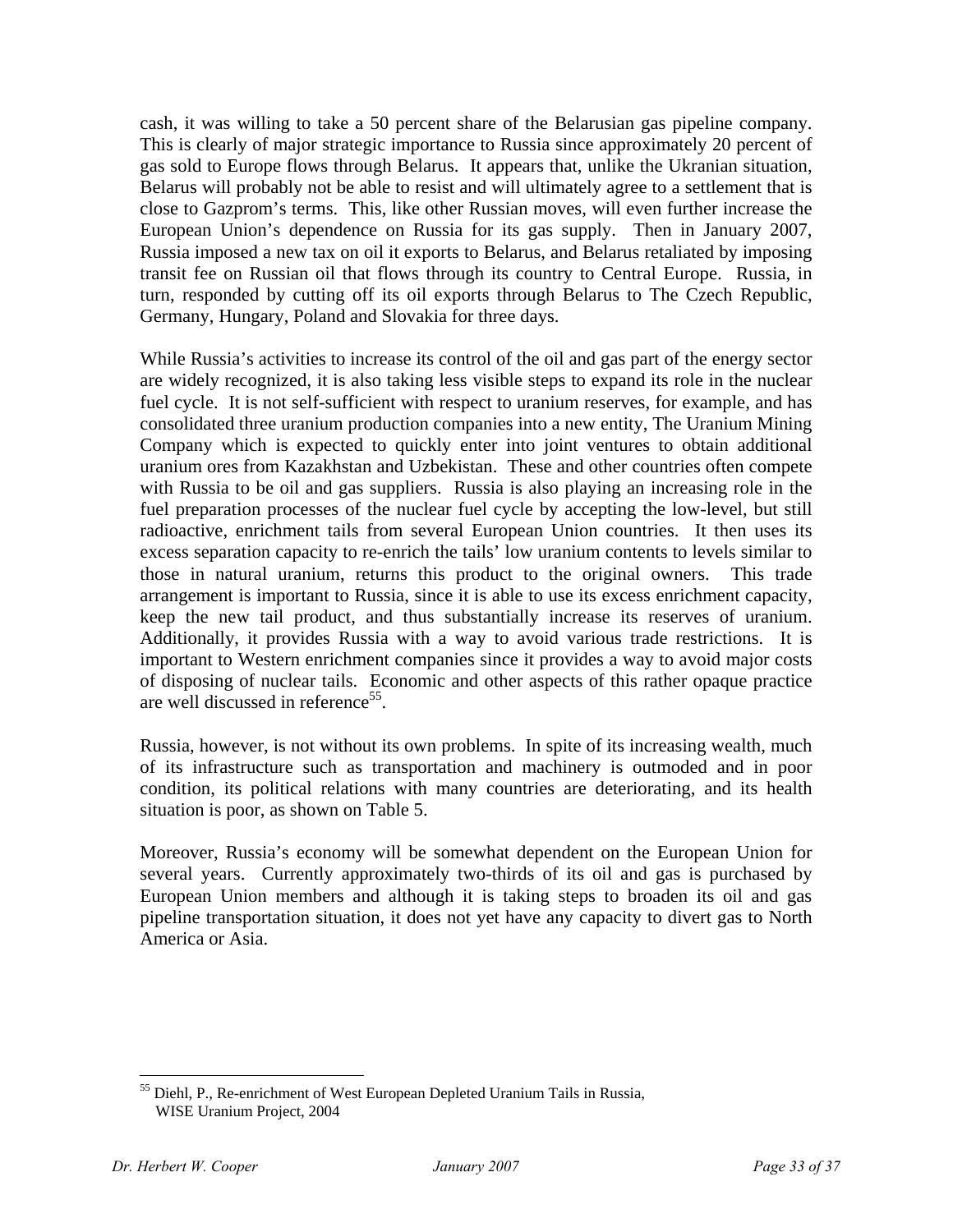cash, it was willing to take a 50 percent share of the Belarusian gas pipeline company. This is clearly of major strategic importance to Russia since approximately 20 percent of gas sold to Europe flows through Belarus. It appears that, unlike the Ukranian situation, Belarus will probably not be able to resist and will ultimately agree to a settlement that is close to Gazprom's terms. This, like other Russian moves, will even further increase the European Union's dependence on Russia for its gas supply. Then in January 2007, Russia imposed a new tax on oil it exports to Belarus, and Belarus retaliated by imposing transit fee on Russian oil that flows through its country to Central Europe. Russia, in turn, responded by cutting off its oil exports through Belarus to The Czech Republic, Germany, Hungary, Poland and Slovakia for three days.

While Russia's activities to increase its control of the oil and gas part of the energy sector are widely recognized, it is also taking less visible steps to expand its role in the nuclear fuel cycle. It is not self-sufficient with respect to uranium reserves, for example, and has consolidated three uranium production companies into a new entity, The Uranium Mining Company which is expected to quickly enter into joint ventures to obtain additional uranium ores from Kazakhstan and Uzbekistan. These and other countries often compete with Russia to be oil and gas suppliers. Russia is also playing an increasing role in the fuel preparation processes of the nuclear fuel cycle by accepting the low-level, but still radioactive, enrichment tails from several European Union countries. It then uses its excess separation capacity to re-enrich the tails' low uranium contents to levels similar to those in natural uranium, returns this product to the original owners. This trade arrangement is important to Russia, since it is able to use its excess enrichment capacity, keep the new tail product, and thus substantially increase its reserves of uranium. Additionally, it provides Russia with a way to avoid various trade restrictions. It is important to Western enrichment companies since it provides a way to avoid major costs of disposing of nuclear tails. Economic and other aspects of this rather opaque practice are well discussed in reference[55].

Russia, however, is not without its own problems. In spite of its increasing wealth, much of its infrastructure such as transportation and machinery is outmoded and in poor condition, its political relations with many countries are deteriorating, and its health situation is poor, as shown on Table 5.

Moreover, Russia's economy will be somewhat dependent on the European Union for several years. Currently approximately two-thirds of its oil and gas is purchased by European Union members and although it is taking steps to broaden its oil and gas pipeline transportation situation, it does not yet have any capacity to divert gas to North America or Asia.

---

[55] Diehl, P., Re-enrichment of West European Depleted Uranium Tails in Russia, WISE Uranium Project, 2004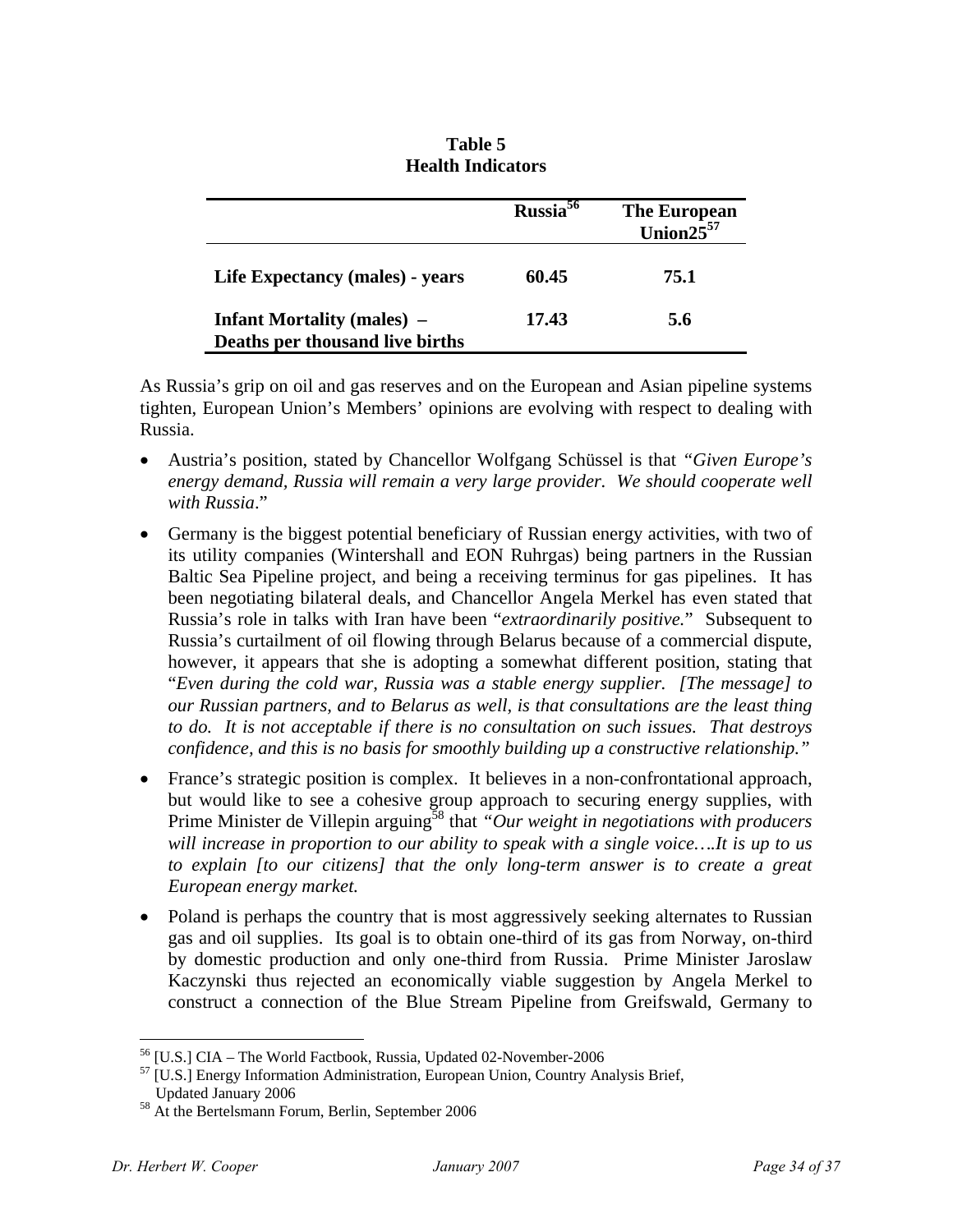**Table 5**
**Health Indicators**

| | Russia[56] | The European Union25[57] |
|---|---|---|
| **Life Expectancy (males) - years** | **60.45** | **75.1** |
| **Infant Mortality (males) – Deaths per thousand live births** | **17.43** | **5.6** |

As Russia's grip on oil and gas reserves and on the European and Asian pipeline systems tighten, European Union's Members' opinions are evolving with respect to dealing with Russia.

- Austria's position, stated by Chancellor Wolfgang Schüssel is that *"Given Europe's energy demand, Russia will remain a very large provider. We should cooperate well with Russia*."
- Germany is the biggest potential beneficiary of Russian energy activities, with two of its utility companies (Wintershall and EON Ruhrgas) being partners in the Russian Baltic Sea Pipeline project, and being a receiving terminus for gas pipelines. It has been negotiating bilateral deals, and Chancellor Angela Merkel has even stated that Russia's role in talks with Iran have been "*extraordinarily positive.*" Subsequent to Russia's curtailment of oil flowing through Belarus because of a commercial dispute, however, it appears that she is adopting a somewhat different position, stating that "*Even during the cold war, Russia was a stable energy supplier. [The message] to our Russian partners, and to Belarus as well, is that consultations are the least thing to do. It is not acceptable if there is no consultation on such issues. That destroys confidence, and this is no basis for smoothly building up a constructive relationship."*
- France's strategic position is complex. It believes in a non-confrontational approach, but would like to see a cohesive group approach to securing energy supplies, with Prime Minister de Villepin arguing[58] that *"Our weight in negotiations with producers will increase in proportion to our ability to speak with a single voice….It is up to us to explain [to our citizens] that the only long-term answer is to create a great European energy market.*
- Poland is perhaps the country that is most aggressively seeking alternates to Russian gas and oil supplies. Its goal is to obtain one-third of its gas from Norway, on-third by domestic production and only one-third from Russia. Prime Minister Jaroslaw Kaczynski thus rejected an economically viable suggestion by Angela Merkel to construct a connection of the Blue Stream Pipeline from Greifswald, Germany to

---

[56] [U.S.] CIA – The World Factbook, Russia, Updated 02-November-2006
[57] [U.S.] Energy Information Administration, European Union, Country Analysis Brief, Updated January 2006
[58] At the Bertelsmann Forum, Berlin, September 2006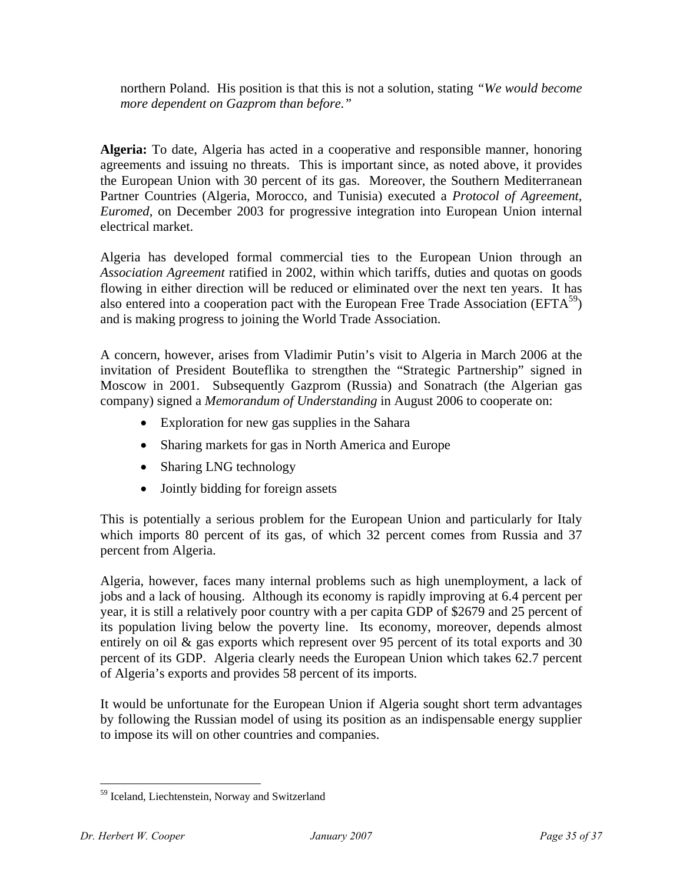northern Poland. His position is that this is not a solution, stating *"We would become more dependent on Gazprom than before."*

**Algeria:** To date, Algeria has acted in a cooperative and responsible manner, honoring agreements and issuing no threats. This is important since, as noted above, it provides the European Union with 30 percent of its gas. Moreover, the Southern Mediterranean Partner Countries (Algeria, Morocco, and Tunisia) executed a *Protocol of Agreement, Euromed*, on December 2003 for progressive integration into European Union internal electrical market.

Algeria has developed formal commercial ties to the European Union through an *Association Agreement* ratified in 2002, within which tariffs, duties and quotas on goods flowing in either direction will be reduced or eliminated over the next ten years. It has also entered into a cooperation pact with the European Free Trade Association (EFTA[59]) and is making progress to joining the World Trade Association.

A concern, however, arises from Vladimir Putin's visit to Algeria in March 2006 at the invitation of President Bouteflika to strengthen the "Strategic Partnership" signed in Moscow in 2001. Subsequently Gazprom (Russia) and Sonatrach (the Algerian gas company) signed a *Memorandum of Understanding* in August 2006 to cooperate on:

- Exploration for new gas supplies in the Sahara
- Sharing markets for gas in North America and Europe
- Sharing LNG technology
- Jointly bidding for foreign assets

This is potentially a serious problem for the European Union and particularly for Italy which imports 80 percent of its gas, of which 32 percent comes from Russia and 37 percent from Algeria.

Algeria, however, faces many internal problems such as high unemployment, a lack of jobs and a lack of housing. Although its economy is rapidly improving at 6.4 percent per year, it is still a relatively poor country with a per capita GDP of $2679 and 25 percent of its population living below the poverty line. Its economy, moreover, depends almost entirely on oil & gas exports which represent over 95 percent of its total exports and 30 percent of its GDP. Algeria clearly needs the European Union which takes 62.7 percent of Algeria's exports and provides 58 percent of its imports.

It would be unfortunate for the European Union if Algeria sought short term advantages by following the Russian model of using its position as an indispensable energy supplier to impose its will on other countries and companies.

---

[59] Iceland, Liechtenstein, Norway and Switzerland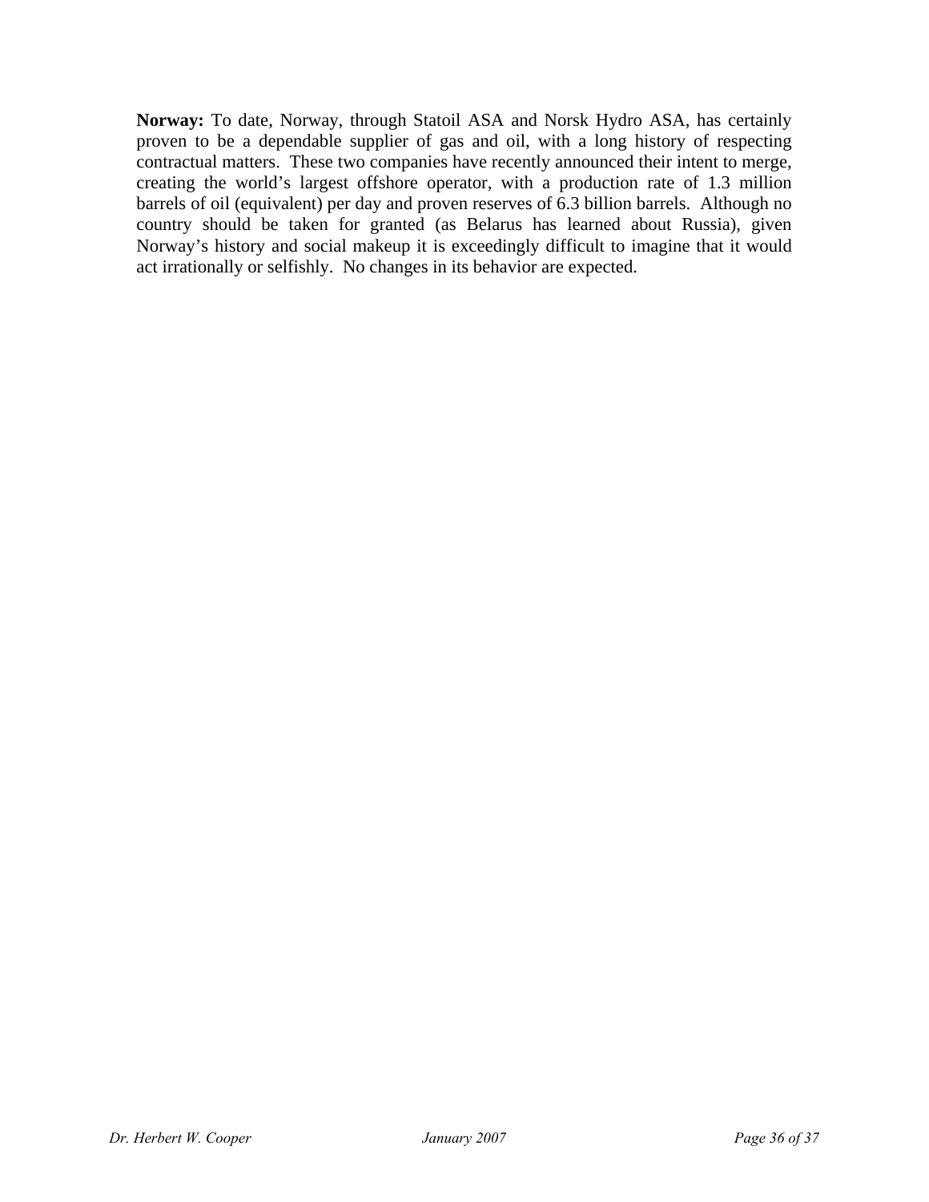**Norway:** To date, Norway, through Statoil ASA and Norsk Hydro ASA, has certainly proven to be a dependable supplier of gas and oil, with a long history of respecting contractual matters. These two companies have recently announced their intent to merge, creating the world's largest offshore operator, with a production rate of 1.3 million barrels of oil (equivalent) per day and proven reserves of 6.3 billion barrels. Although no country should be taken for granted (as Belarus has learned about Russia), given Norway's history and social makeup it is exceedingly difficult to imagine that it would act irrationally or selfishly. No changes in its behavior are expected.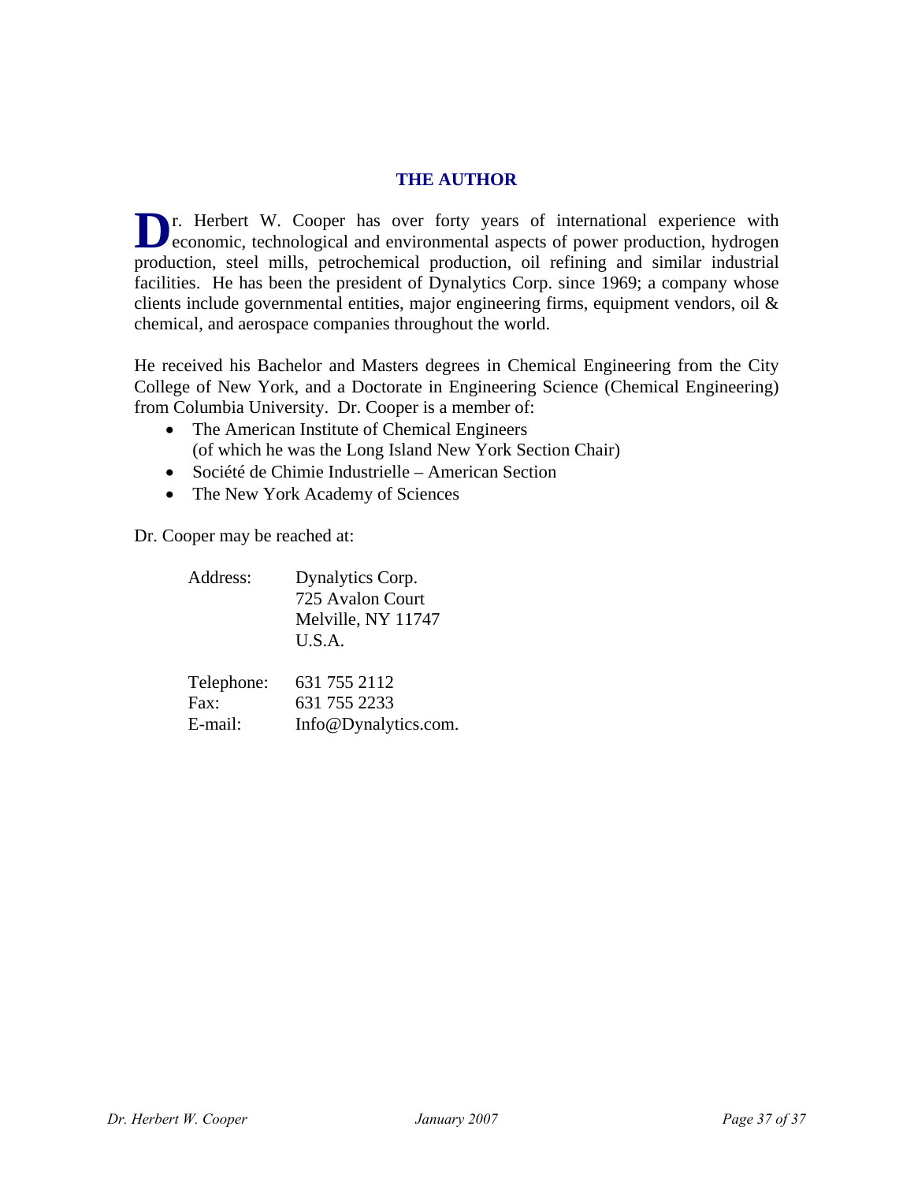## THE AUTHOR

Dr. Herbert W. Cooper has over forty years of international experience with economic, technological and environmental aspects of power production, hydrogen production, steel mills, petrochemical production, oil refining and similar industrial facilities. He has been the president of Dynalytics Corp. since 1969; a company whose clients include governmental entities, major engineering firms, equipment vendors, oil & chemical, and aerospace companies throughout the world.

He received his Bachelor and Masters degrees in Chemical Engineering from the City College of New York, and a Doctorate in Engineering Science (Chemical Engineering) from Columbia University. Dr. Cooper is a member of:

- The American Institute of Chemical Engineers (of which he was the Long Island New York Section Chair)
- Société de Chimie Industrielle – American Section
- The New York Academy of Sciences

Dr. Cooper may be reached at:

Address: Dynalytics Corp.
725 Avalon Court
Melville, NY 11747
U.S.A.

Telephone: 631 755 2112
Fax: 631 755 2233
E-mail: Info@Dynalytics.com.